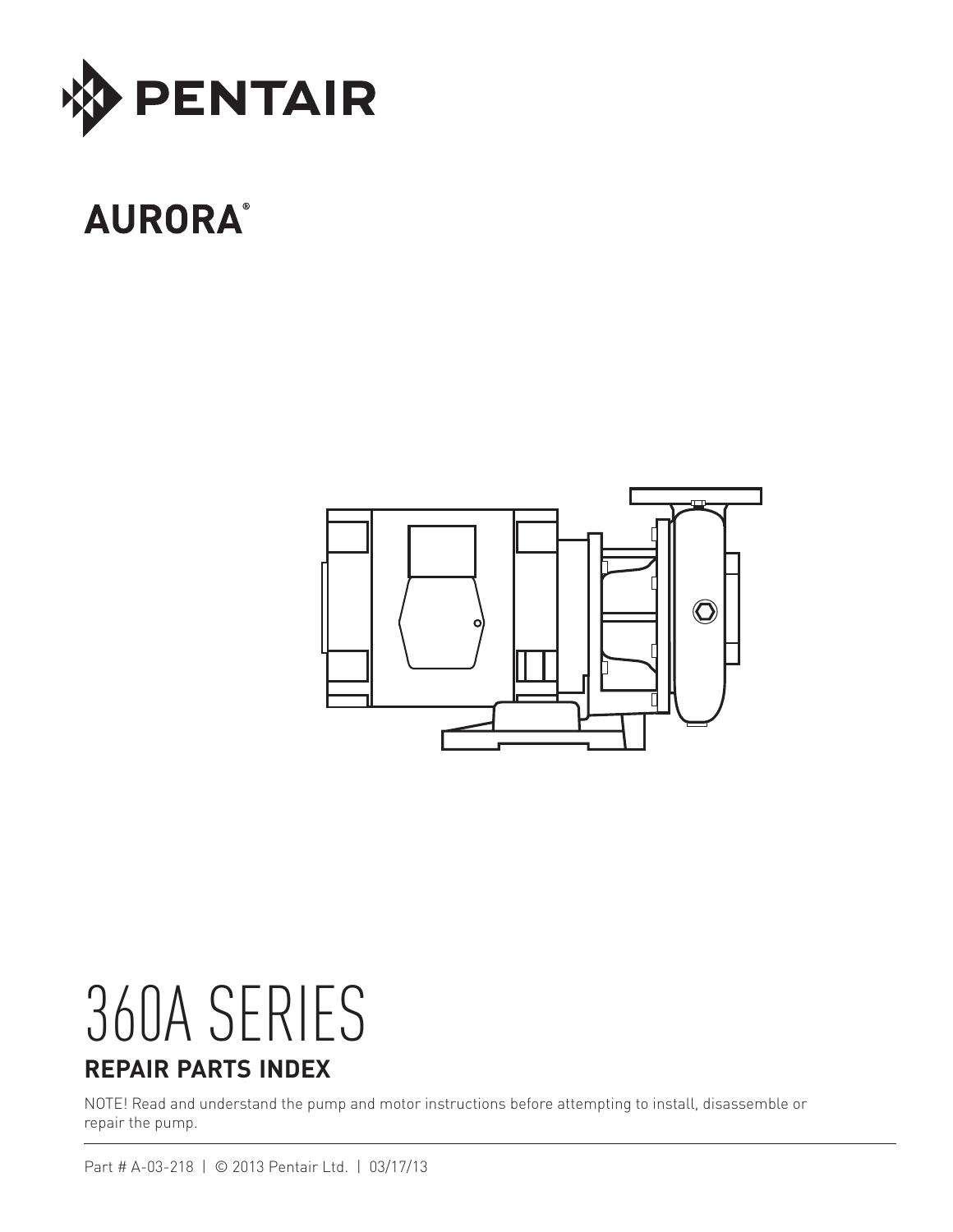PENTAIR

AURORA®

# 360A SERIES

## REPAIR PARTS INDEX

NOTE! Read and understand the pump and motor instructions before attempting to install, disassemble or repair the pump.

Part # A-03-218 | © 2013 Pentair Ltd. | 03/17/13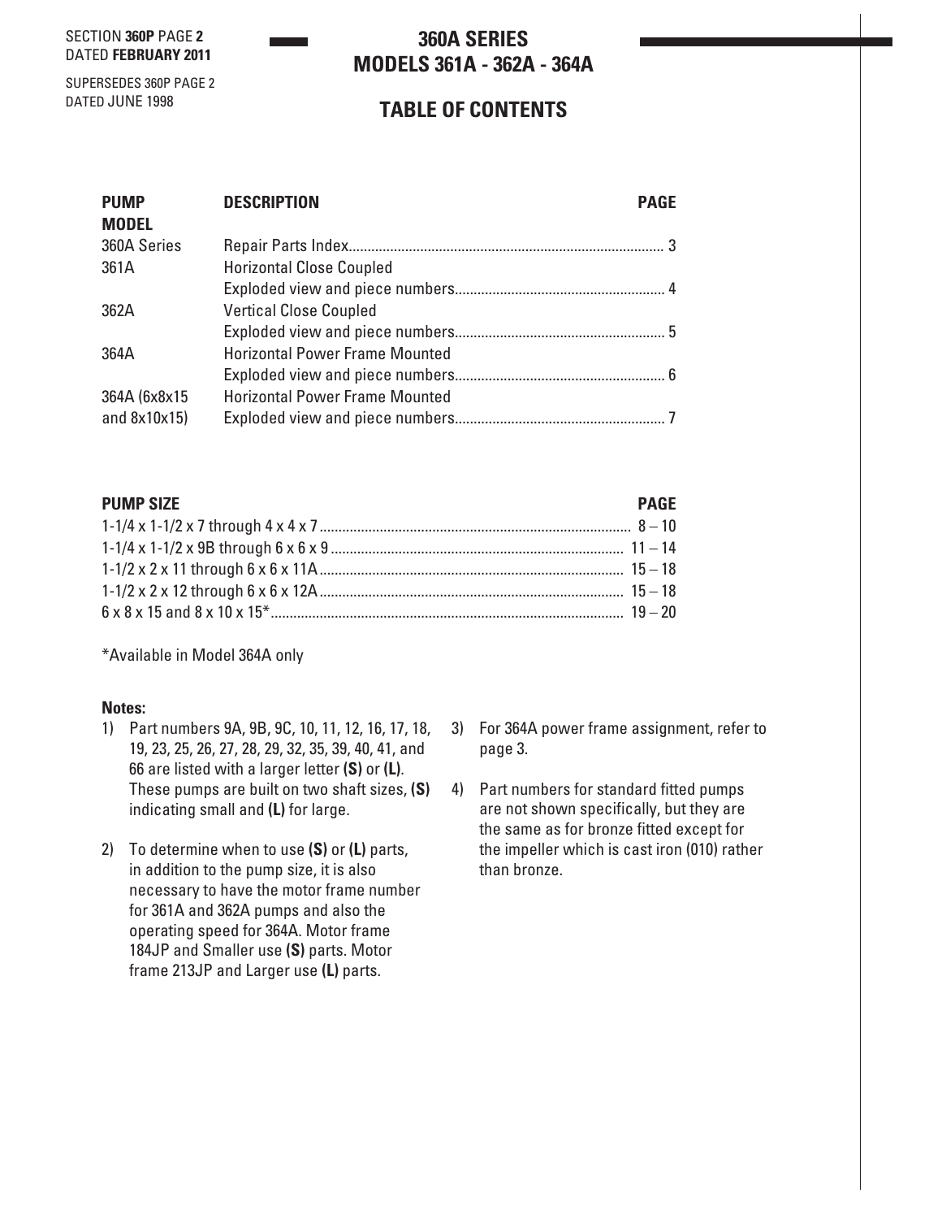SECTION **360P** PAGE **2**
DATED **FEBRUARY 2011**

SUPERSEDES 360P PAGE 2
DATED JUNE 1998

# 360A SERIES
# MODELS 361A - 362A - 364A

## TABLE OF CONTENTS

| PUMP MODEL | DESCRIPTION | PAGE |
|---|---|---|
| 360A Series | Repair Parts Index | 3 |
| 361A | Horizontal Close Coupled Exploded view and piece numbers | 4 |
| 362A | Vertical Close Coupled Exploded view and piece numbers | 5 |
| 364A | Horizontal Power Frame Mounted Exploded view and piece numbers | 6 |
| 364A (6x8x15 and 8x10x15) | Horizontal Power Frame Mounted Exploded view and piece numbers | 7 |

| PUMP SIZE | PAGE |
|---|---|
| 1-1/4 x 1-1/2 x 7 through 4 x 4 x 7 | 8 – 10 |
| 1-1/4 x 1-1/2 x 9B through 6 x 6 x 9 | 11 – 14 |
| 1-1/2 x 2 x 11 through 6 x 6 x 11A | 15 – 18 |
| 1-1/2 x 2 x 12 through 6 x 6 x 12A | 15 – 18 |
| 6 x 8 x 15 and 8 x 10 x 15* | 19 – 20 |

*Available in Model 364A only

**Notes:**

1) Part numbers 9A, 9B, 9C, 10, 11, 12, 16, 17, 18, 19, 23, 25, 26, 27, 28, 29, 32, 35, 39, 40, 41, and 66 are listed with a larger letter **(S)** or **(L)**. These pumps are built on two shaft sizes, **(S)** indicating small and **(L)** for large.

2) To determine when to use **(S)** or **(L)** parts, in addition to the pump size, it is also necessary to have the motor frame number for 361A and 362A pumps and also the operating speed for 364A. Motor frame 184JP and Smaller use **(S)** parts. Motor frame 213JP and Larger use **(L)** parts.

3) For 364A power frame assignment, refer to page 3.

4) Part numbers for standard fitted pumps are not shown specifically, but they are the same as for bronze fitted except for the impeller which is cast iron (010) rather than bronze.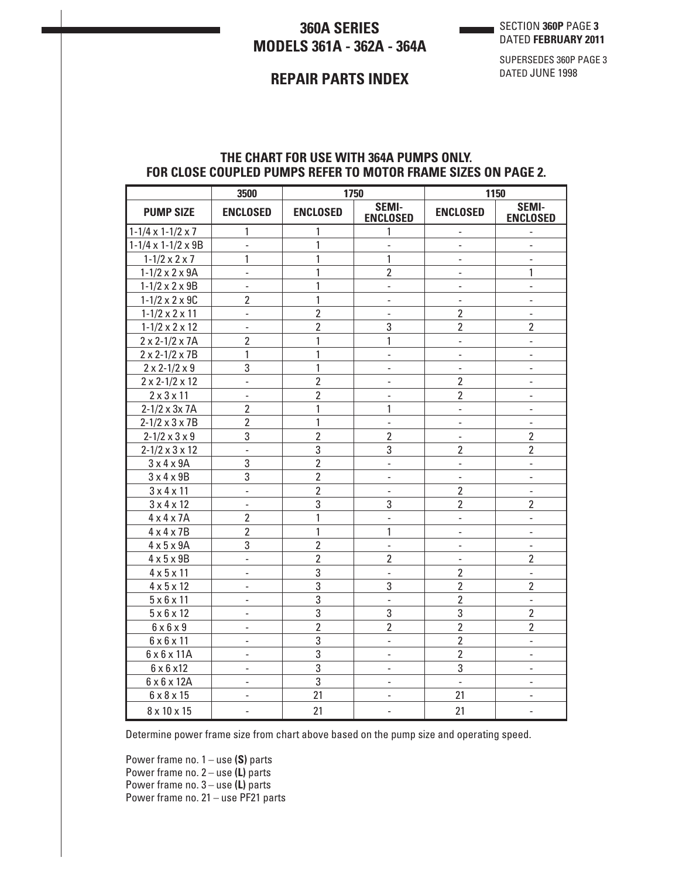# 360A SERIES
# MODELS 361A - 362A - 364A

SECTION **360P** PAGE **3**
DATED **FEBRUARY 2011**

SUPERSEDES 360P PAGE 3
DATED JUNE 1998

## REPAIR PARTS INDEX

### THE CHART FOR USE WITH 364A PUMPS ONLY.
### FOR CLOSE COUPLED PUMPS REFER TO MOTOR FRAME SIZES ON PAGE 2.

| | 3500 | 1750 | | 1150 | |
|---|---|---|---|---|---|
| **PUMP SIZE** | **ENCLOSED** | **ENCLOSED** | **SEMI-ENCLOSED** | **ENCLOSED** | **SEMI-ENCLOSED** |
| 1-1/4 x 1-1/2 x 7 | 1 | 1 | 1 | - | - |
| 1-1/4 x 1-1/2 x 9B | - | 1 | - | - | - |
| 1-1/2 x 2 x 7 | 1 | 1 | 1 | - | - |
| 1-1/2 x 2 x 9A | - | 1 | 2 | - | 1 |
| 1-1/2 x 2 x 9B | - | 1 | - | - | - |
| 1-1/2 x 2 x 9C | 2 | 1 | - | - | - |
| 1-1/2 x 2 x 11 | - | 2 | - | 2 | - |
| 1-1/2 x 2 x 12 | - | 2 | 3 | 2 | 2 |
| 2 x 2-1/2 x 7A | 2 | 1 | 1 | - | - |
| 2 x 2-1/2 x 7B | 1 | 1 | - | - | - |
| 2 x 2-1/2 x 9 | 3 | 1 | - | - | - |
| 2 x 2-1/2 x 12 | - | 2 | - | 2 | - |
| 2 x 3 x 11 | - | 2 | - | 2 | - |
| 2-1/2 x 3x 7A | 2 | 1 | 1 | - | - |
| 2-1/2 x 3 x 7B | 2 | 1 | - | - | - |
| 2-1/2 x 3 x 9 | 3 | 2 | 2 | - | 2 |
| 2-1/2 x 3 x 12 | - | 3 | 3 | 2 | 2 |
| 3 x 4 x 9A | 3 | 2 | - | - | - |
| 3 x 4 x 9B | 3 | 2 | - | - | - |
| 3 x 4 x 11 | - | 2 | - | 2 | - |
| 3 x 4 x 12 | - | 3 | 3 | 2 | 2 |
| 4 x 4 x 7A | 2 | 1 | - | - | - |
| 4 x 4 x 7B | 2 | 1 | 1 | - | - |
| 4 x 5 x 9A | 3 | 2 | - | - | - |
| 4 x 5 x 9B | - | 2 | 2 | - | 2 |
| 4 x 5 x 11 | - | 3 | - | 2 | - |
| 4 x 5 x 12 | - | 3 | 3 | 2 | 2 |
| 5 x 6 x 11 | - | 3 | - | 2 | - |
| 5 x 6 x 12 | - | 3 | 3 | 3 | 2 |
| 6 x 6 x 9 | - | 2 | 2 | 2 | 2 |
| 6 x 6 x 11 | - | 3 | - | 2 | - |
| 6 x 6 x 11A | - | 3 | - | 2 | - |
| 6 x 6 x12 | - | 3 | - | 3 | - |
| 6 x 6 x 12A | - | 3 | - | - | - |
| 6 x 8 x 15 | - | 21 | - | 21 | - |
| 8 x 10 x 15 | - | 21 | - | 21 | - |

Determine power frame size from chart above based on the pump size and operating speed.

Power frame no. 1 – use **(S)** parts
Power frame no. 2 – use **(L)** parts
Power frame no. 3 – use **(L)** parts
Power frame no. 21 – use PF21 parts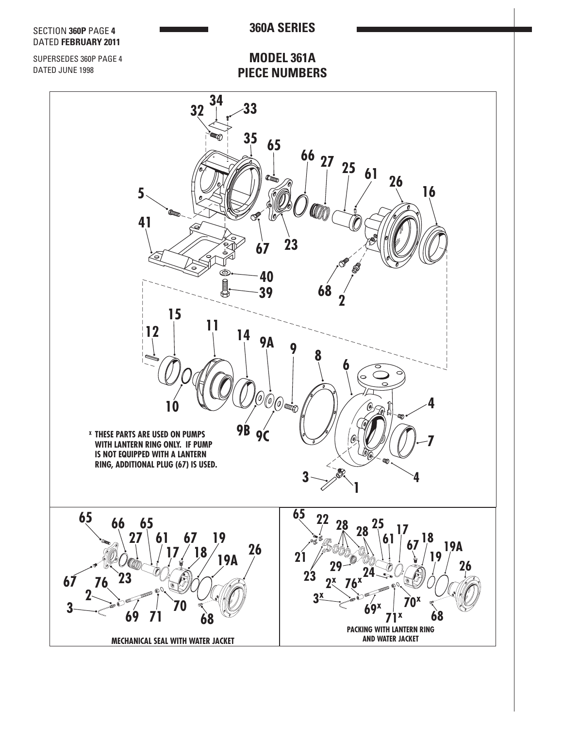SECTION **360P** PAGE **4**
DATED **FEBRUARY 2011**

SUPERSEDES 360P PAGE 4
DATED JUNE 1998

## 360A SERIES

## MODEL 361A
## PIECE NUMBERS

**x THESE PARTS ARE USED ON PUMPS WITH LANTERN RING ONLY. IF PUMP IS NOT EQUIPPED WITH A LANTERN RING, ADDITIONAL PLUG (67) IS USED.**

**MECHANICAL SEAL WITH WATER JACKET**

**PACKING WITH LANTERN RING AND WATER JACKET**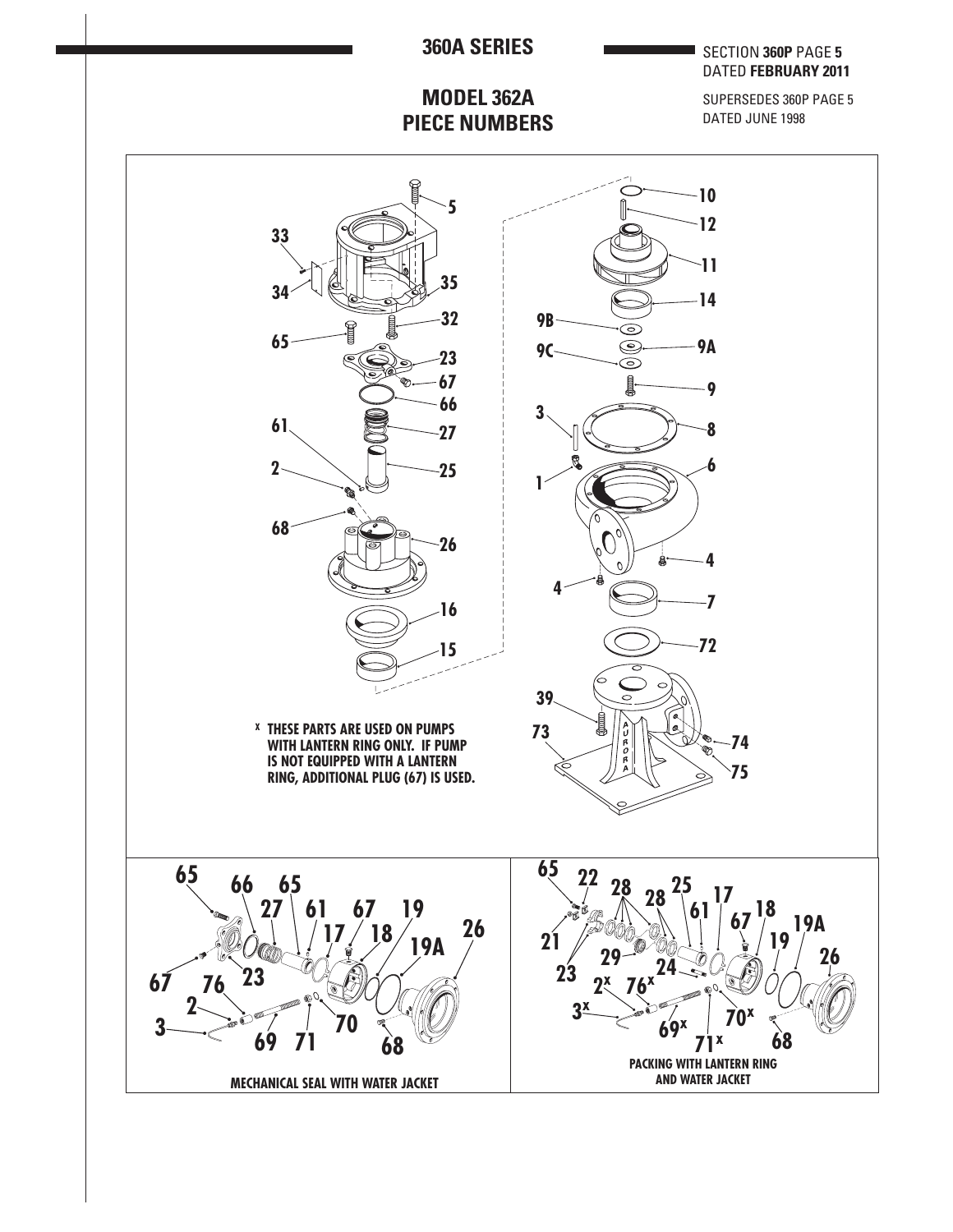# 360A SERIES

SECTION **360P** PAGE **5**
DATED **FEBRUARY 2011**

SUPERSEDES 360P PAGE 5
DATED JUNE 1998

## MODEL 362A PIECE NUMBERS

5, 33, 35, 34, 32, 65, 23, 67, 66, 61, 27, 2, 25, 68, 26, 16, 15

10, 12, 11, 14, 9B, 9A, 9C, 9, 3, 8, 1, 6, 4, 4, 7, 72, 39, 73, 74, 75

**x THESE PARTS ARE USED ON PUMPS WITH LANTERN RING ONLY. IF PUMP IS NOT EQUIPPED WITH A LANTERN RING, ADDITIONAL PLUG (67) IS USED.**

65, 66, 65, 27, 61, 67, 19, 17, 18, 26, 19A, 67, 76, 23, 2, 70, 3, 69, 71, 68

**MECHANICAL SEAL WITH WATER JACKET**

65, 22, 28, 28, 25, 17, 61, 67, 18, 19A, 21, 19, 29, 26, 24, 23, 2x, 76x, 3x, 70x, 69x, 71x, 68

**PACKING WITH LANTERN RING AND WATER JACKET**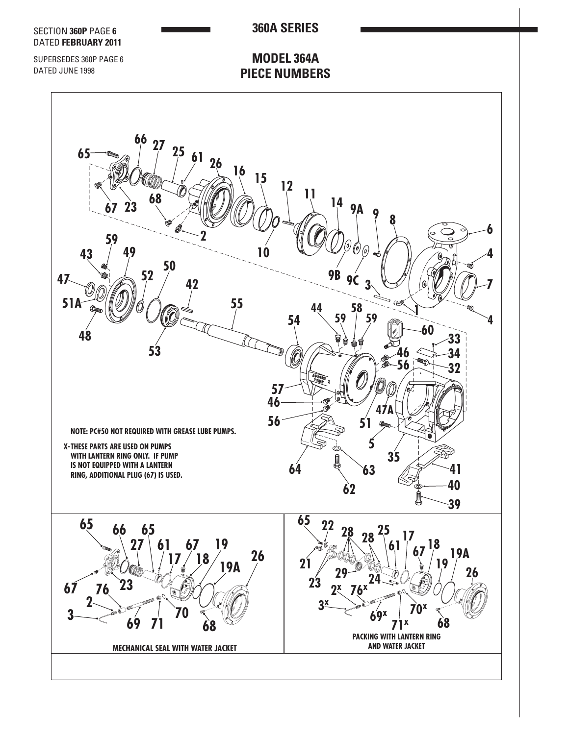## 360A SERIES

## MODEL 364A PIECE NUMBERS

NOTE: PC#50 NOT REQUIRED WITH GREASE LUBE PUMPS.

X-THESE PARTS ARE USED ON PUMPS WITH LANTERN RING ONLY. IF PUMP IS NOT EQUIPPED WITH A LANTERN RING, ADDITIONAL PLUG (67) IS USED.

MECHANICAL SEAL WITH WATER JACKET

PACKING WITH LANTERN RING AND WATER JACKET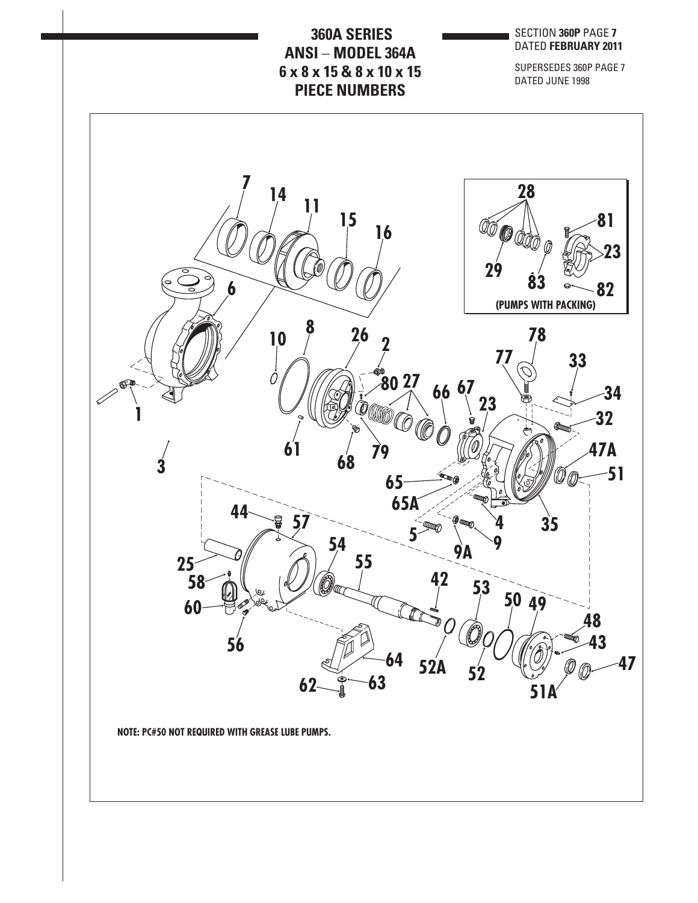# 360A SERIES
# ANSI – MODEL 364A
# 6 x 8 x 15 & 8 x 10 x 15
# PIECE NUMBERS

SECTION **360P** PAGE **7**
DATED **FEBRUARY 2011**

SUPERSEDES 360P PAGE 7
DATED JUNE 1998

(PUMPS WITH PACKING)

**NOTE: PC#50 NOT REQUIRED WITH GREASE LUBE PUMPS.**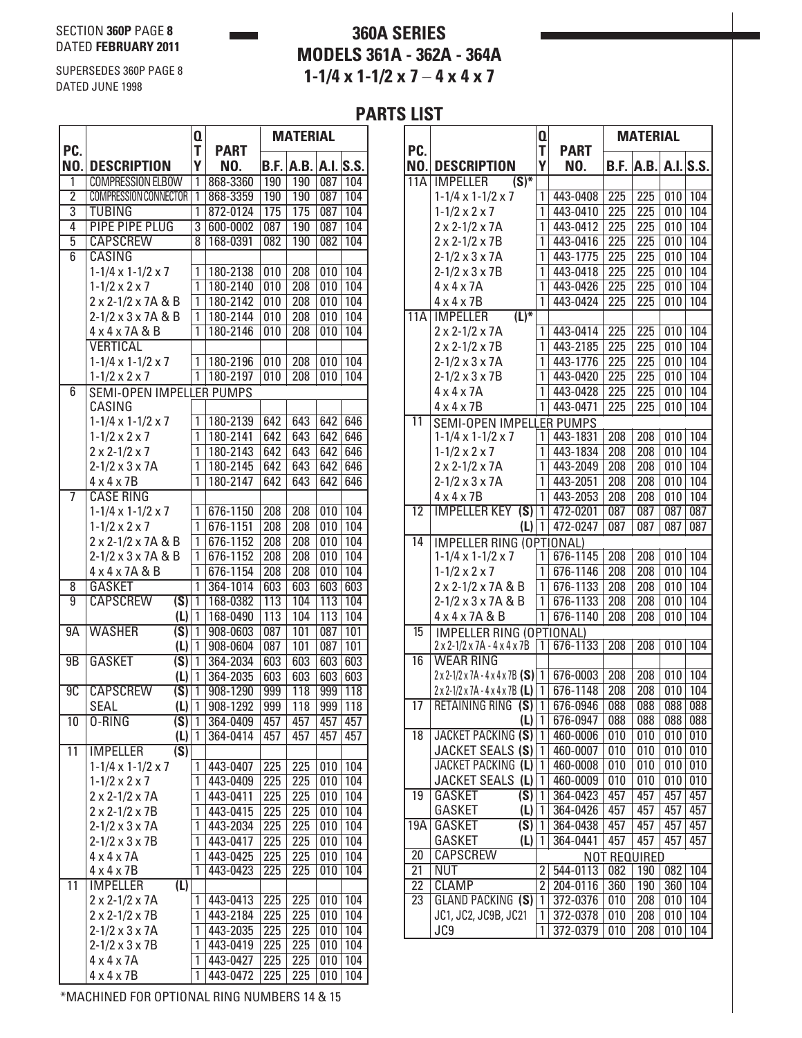SECTION **360P** PAGE **8**
DATED **FEBRUARY 2011**

SUPERSEDES 360P PAGE 8
DATED JUNE 1998

# 360A SERIES
# MODELS 361A - 362A - 364A
# 1-1/4 x 1-1/2 x 7 – 4 x 4 x 7

## PARTS LIST

| PC. NO. | DESCRIPTION | QTY | PART NO. | MATERIAL B.F. | A.B. | A.I. | S.S. |
|---|---|---|---|---|---|---|---|
| 1 | COMPRESSION ELBOW | 1 | 868-3360 | 190 | 190 | 087 | 104 |
| 2 | COMPRESSION CONNECTOR | 1 | 868-3359 | 190 | 190 | 087 | 104 |
| 3 | TUBING | 1 | 872-0124 | 175 | 175 | 087 | 104 |
| 4 | PIPE PIPE PLUG | 3 | 600-0002 | 087 | 190 | 087 | 104 |
| 5 | CAPSCREW | 8 | 168-0391 | 082 | 190 | 082 | 104 |
| 6 | CASING | | | | | | |
| | 1-1/4 x 1-1/2 x 7 | 1 | 180-2138 | 010 | 208 | 010 | 104 |
| | 1-1/2 x 2 x 7 | 1 | 180-2140 | 010 | 208 | 010 | 104 |
| | 2 x 2-1/2 x 7A & B | 1 | 180-2142 | 010 | 208 | 010 | 104 |
| | 2-1/2 x 3 x 7A & B | 1 | 180-2144 | 010 | 208 | 010 | 104 |
| | 4 x 4 x 7A & B | 1 | 180-2146 | 010 | 208 | 010 | 104 |
| | VERTICAL | | | | | | |
| | 1-1/4 x 1-1/2 x 7 | 1 | 180-2196 | 010 | 208 | 010 | 104 |
| | 1-1/2 x 2 x 7 | 1 | 180-2197 | 010 | 208 | 010 | 104 |
| 6 | SEMI-OPEN IMPELLER PUMPS | | | | | | |
| | CASING | | | | | | |
| | 1-1/4 x 1-1/2 x 7 | 1 | 180-2139 | 642 | 643 | 642 | 646 |
| | 1-1/2 x 2 x 7 | 1 | 180-2141 | 642 | 643 | 642 | 646 |
| | 2 x 2-1/2 x 7 | 1 | 180-2143 | 642 | 643 | 642 | 646 |
| | 2-1/2 x 3 x 7A | 1 | 180-2145 | 642 | 643 | 642 | 646 |
| | 4 x 4 x 7B | 1 | 180-2147 | 642 | 643 | 642 | 646 |
| 7 | CASE RING | | | | | | |
| | 1-1/4 x 1-1/2 x 7 | 1 | 676-1150 | 208 | 208 | 010 | 104 |
| | 1-1/2 x 2 x 7 | 1 | 676-1151 | 208 | 208 | 010 | 104 |
| | 2 x 2-1/2 x 7A & B | 1 | 676-1152 | 208 | 208 | 010 | 104 |
| | 2-1/2 x 3 x 7A & B | 1 | 676-1152 | 208 | 208 | 010 | 104 |
| | 4 x 4 x 7A & B | 1 | 676-1154 | 208 | 208 | 010 | 104 |
| 8 | GASKET | 1 | 364-1014 | 603 | 603 | 603 | 603 |
| 9 | CAPSCREW (S) | 1 | 168-0382 | 113 | 104 | 113 | 104 |
| | (L) | 1 | 168-0490 | 113 | 104 | 113 | 104 |
| 9A | WASHER (S) | 1 | 908-0603 | 087 | 101 | 087 | 101 |
| | (L) | 1 | 908-0604 | 087 | 101 | 087 | 101 |
| 9B | GASKET (S) | 1 | 364-2034 | 603 | 603 | 603 | 603 |
| | (L) | 1 | 364-2035 | 603 | 603 | 603 | 603 |
| 9C | CAPSCREW (S) | 1 | 908-1290 | 999 | 118 | 999 | 118 |
| | SEAL (L) | 1 | 908-1292 | 999 | 118 | 999 | 118 |
| 10 | O-RING (S) | 1 | 364-0409 | 457 | 457 | 457 | 457 |
| | (L) | 1 | 364-0414 | 457 | 457 | 457 | 457 |
| 11 | IMPELLER (S) | | | | | | |
| | 1-1/4 x 1-1/2 x 7 | 1 | 443-0407 | 225 | 225 | 010 | 104 |
| | 1-1/2 x 2 x 7 | 1 | 443-0409 | 225 | 225 | 010 | 104 |
| | 2 x 2-1/2 x 7A | 1 | 443-0411 | 225 | 225 | 010 | 104 |
| | 2 x 2-1/2 x 7B | 1 | 443-0415 | 225 | 225 | 010 | 104 |
| | 2-1/2 x 3 x 7A | 1 | 443-2034 | 225 | 225 | 010 | 104 |
| | 2-1/2 x 3 x 7B | 1 | 443-0417 | 225 | 225 | 010 | 104 |
| | 4 x 4 x 7A | 1 | 443-0425 | 225 | 225 | 010 | 104 |
| | 4 x 4 x 7B | 1 | 443-0423 | 225 | 225 | 010 | 104 |
| 11 | IMPELLER (L) | | | | | | |
| | 2 x 2-1/2 x 7A | 1 | 443-0413 | 225 | 225 | 010 | 104 |
| | 2 x 2-1/2 x 7B | 1 | 443-2184 | 225 | 225 | 010 | 104 |
| | 2-1/2 x 3 x 7A | 1 | 443-2035 | 225 | 225 | 010 | 104 |
| | 2-1/2 x 3 x 7B | 1 | 443-0419 | 225 | 225 | 010 | 104 |
| | 4 x 4 x 7A | 1 | 443-0427 | 225 | 225 | 010 | 104 |
| | 4 x 4 x 7B | 1 | 443-0472 | 225 | 225 | 010 | 104 |

| PC. NO. | DESCRIPTION | QTY | PART NO. | MATERIAL B.F. | A.B. | A.I. | S.S. |
|---|---|---|---|---|---|---|---|
| 11A | IMPELLER (S)* | | | | | | |
| | 1-1/4 x 1-1/2 x 7 | 1 | 443-0408 | 225 | 225 | 010 | 104 |
| | 1-1/2 x 2 x 7 | 1 | 443-0410 | 225 | 225 | 010 | 104 |
| | 2 x 2-1/2 x 7A | 1 | 443-0412 | 225 | 225 | 010 | 104 |
| | 2 x 2-1/2 x 7B | 1 | 443-0416 | 225 | 225 | 010 | 104 |
| | 2-1/2 x 3 x 7A | 1 | 443-1775 | 225 | 225 | 010 | 104 |
| | 2-1/2 x 3 x 7B | 1 | 443-0418 | 225 | 225 | 010 | 104 |
| | 4 x 4 x 7A | 1 | 443-0426 | 225 | 225 | 010 | 104 |
| | 4 x 4 x 7B | 1 | 443-0424 | 225 | 225 | 010 | 104 |
| 11A | IMPELLER (L)* | | | | | | |
| | 2 x 2-1/2 x 7A | 1 | 443-0414 | 225 | 225 | 010 | 104 |
| | 2 x 2-1/2 x 7B | 1 | 443-2185 | 225 | 225 | 010 | 104 |
| | 2-1/2 x 3 x 7A | 1 | 443-1776 | 225 | 225 | 010 | 104 |
| | 2-1/2 x 3 x 7B | 1 | 443-0420 | 225 | 225 | 010 | 104 |
| | 4 x 4 x 7A | 1 | 443-0428 | 225 | 225 | 010 | 104 |
| | 4 x 4 x 7B | 1 | 443-0471 | 225 | 225 | 010 | 104 |
| 11 | SEMI-OPEN IMPELLER PUMPS | | | | | | |
| | 1-1/4 x 1-1/2 x 7 | 1 | 443-1831 | 208 | 208 | 010 | 104 |
| | 1-1/2 x 2 x 7 | 1 | 443-1834 | 208 | 208 | 010 | 104 |
| | 2 x 2-1/2 x 7A | 1 | 443-2049 | 208 | 208 | 010 | 104 |
| | 2-1/2 x 3 x 7A | 1 | 443-2051 | 208 | 208 | 010 | 104 |
| | 4 x 4 x 7B | 1 | 443-2053 | 208 | 208 | 010 | 104 |
| 12 | IMPELLER KEY (S) | 1 | 472-0201 | 087 | 087 | 087 | 087 |
| | (L) | 1 | 472-0247 | 087 | 087 | 087 | 087 |
| 14 | IMPELLER RING (OPTIONAL) | | | | | | |
| | 1-1/4 x 1-1/2 x 7 | 1 | 676-1145 | 208 | 208 | 010 | 104 |
| | 1-1/2 x 2 x 7 | 1 | 676-1146 | 208 | 208 | 010 | 104 |
| | 2 x 2-1/2 x 7A & B | 1 | 676-1133 | 208 | 208 | 010 | 104 |
| | 2-1/2 x 3 x 7A & B | 1 | 676-1133 | 208 | 208 | 010 | 104 |
| | 4 x 4 x 7A & B | 1 | 676-1140 | 208 | 208 | 010 | 104 |
| 15 | IMPELLER RING (OPTIONAL) | | | | | | |
| | 2 x 2-1/2 x 7A - 4 x 4 x 7B | 1 | 676-1133 | 208 | 208 | 010 | 104 |
| 16 | WEAR RING | | | | | | |
| | 2 x 2-1/2 x 7A - 4 x 4 x 7B (S) | 1 | 676-0003 | 208 | 208 | 010 | 104 |
| | 2 x 2-1/2 x 7A - 4 x 4 x 7B (L) | 1 | 676-1148 | 208 | 208 | 010 | 104 |
| 17 | RETAINING RING (S) | 1 | 676-0946 | 088 | 088 | 088 | 088 |
| | (L) | 1 | 676-0947 | 088 | 088 | 088 | 088 |
| 18 | JACKET PACKING (S) | 1 | 460-0006 | 010 | 010 | 010 | 010 |
| | JACKET SEALS (S) | 1 | 460-0007 | 010 | 010 | 010 | 010 |
| | JACKET PACKING (L) | 1 | 460-0008 | 010 | 010 | 010 | 010 |
| | JACKET SEALS (L) | 1 | 460-0009 | 010 | 010 | 010 | 010 |
| 19 | GASKET (S) | 1 | 364-0423 | 457 | 457 | 457 | 457 |
| | GASKET (L) | 1 | 364-0426 | 457 | 457 | 457 | 457 |
| 19A | GASKET (S) | 1 | 364-0438 | 457 | 457 | 457 | 457 |
| | GASKET (L) | 1 | 364-0441 | 457 | 457 | 457 | 457 |
| 20 | CAPSCREW | | NOT REQUIRED | | | | |
| 21 | NUT | 2 | 544-0113 | 082 | 190 | 082 | 104 |
| 22 | CLAMP | 2 | 204-0116 | 360 | 190 | 360 | 104 |
| 23 | GLAND PACKING (S) | 1 | 372-0376 | 010 | 208 | 010 | 104 |
| | JC1, JC2, JC9B, JC21 | 1 | 372-0378 | 010 | 208 | 010 | 104 |
| | JC9 | 1 | 372-0379 | 010 | 208 | 010 | 104 |

*MACHINED FOR OPTIONAL RING NUMBERS 14 & 15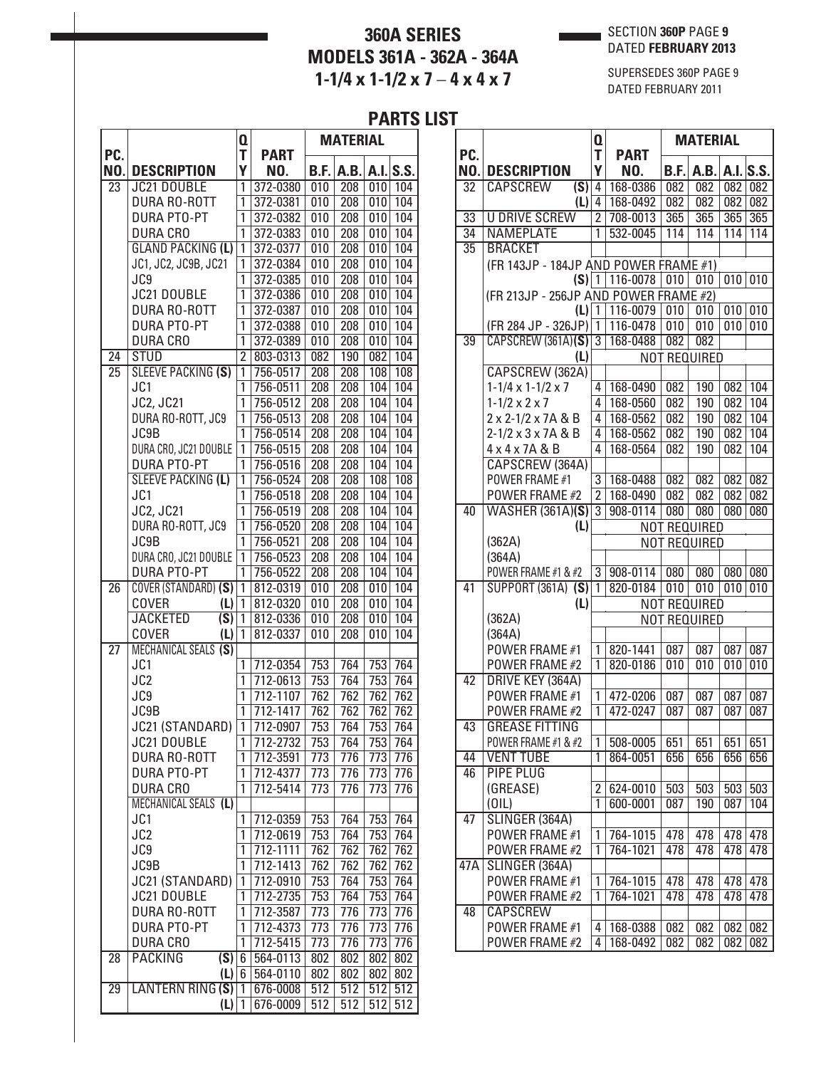# 360A SERIES
# MODELS 361A - 362A - 364A
# 1-1/4 x 1-1/2 x 7 – 4 x 4 x 7

SECTION **360P** PAGE **9**
DATED **FEBRUARY 2013**

SUPERSEDES 360P PAGE 9
DATED FEBRUARY 2011

## PARTS LIST

| PC. NO. | DESCRIPTION | QTY | PART NO. | MATERIAL B.F. | A.B. | A.I. | S.S. |
|---|---|---|---|---|---|---|---|
| 23 | JC21 DOUBLE | 1 | 372-0380 | 010 | 208 | 010 | 104 |
| | DURA RO-ROTT | 1 | 372-0381 | 010 | 208 | 010 | 104 |
| | DURA PTO-PT | 1 | 372-0382 | 010 | 208 | 010 | 104 |
| | DURA CRO | 1 | 372-0383 | 010 | 208 | 010 | 104 |
| | GLAND PACKING **(L)** | 1 | 372-0377 | 010 | 208 | 010 | 104 |
| | JC1, JC2, JC9B, JC21 | 1 | 372-0384 | 010 | 208 | 010 | 104 |
| | JC9 | 1 | 372-0385 | 010 | 208 | 010 | 104 |
| | JC21 DOUBLE | 1 | 372-0386 | 010 | 208 | 010 | 104 |
| | DURA RO-ROTT | 1 | 372-0387 | 010 | 208 | 010 | 104 |
| | DURA PTO-PT | 1 | 372-0388 | 010 | 208 | 010 | 104 |
| | DURA CRO | 1 | 372-0389 | 010 | 208 | 010 | 104 |
| 24 | STUD | 2 | 803-0313 | 082 | 190 | 082 | 104 |
| 25 | SLEEVE PACKING **(S)** | 1 | 756-0517 | 208 | 208 | 108 | 108 |
| | JC1 | 1 | 756-0511 | 208 | 208 | 104 | 104 |
| | JC2, JC21 | 1 | 756-0512 | 208 | 208 | 104 | 104 |
| | DURA RO-ROTT, JC9 | 1 | 756-0513 | 208 | 208 | 104 | 104 |
| | JC9B | 1 | 756-0514 | 208 | 208 | 104 | 104 |
| | DURA CRO, JC21 DOUBLE | 1 | 756-0515 | 208 | 208 | 104 | 104 |
| | DURA PTO-PT | 1 | 756-0516 | 208 | 208 | 104 | 104 |
| | SLEEVE PACKING **(L)** | 1 | 756-0524 | 208 | 208 | 108 | 108 |
| | JC1 | 1 | 756-0518 | 208 | 208 | 104 | 104 |
| | JC2, JC21 | 1 | 756-0519 | 208 | 208 | 104 | 104 |
| | DURA RO-ROTT, JC9 | 1 | 756-0520 | 208 | 208 | 104 | 104 |
| | JC9B | 1 | 756-0521 | 208 | 208 | 104 | 104 |
| | DURA CRO, JC21 DOUBLE | 1 | 756-0523 | 208 | 208 | 104 | 104 |
| | DURA PTO-PT | 1 | 756-0522 | 208 | 208 | 104 | 104 |
| 26 | COVER (STANDARD) **(S)** | 1 | 812-0319 | 010 | 208 | 010 | 104 |
| | COVER **(L)** | 1 | 812-0320 | 010 | 208 | 010 | 104 |
| | JACKETED **(S)** | 1 | 812-0336 | 010 | 208 | 010 | 104 |
| | COVER **(L)** | 1 | 812-0337 | 010 | 208 | 010 | 104 |
| 27 | MECHANICAL SEALS **(S)** | | | | | | |
| | JC1 | 1 | 712-0354 | 753 | 764 | 753 | 764 |
| | JC2 | 1 | 712-0613 | 753 | 764 | 753 | 764 |
| | JC9 | 1 | 712-1107 | 762 | 762 | 762 | 762 |
| | JC9B | 1 | 712-1417 | 762 | 762 | 762 | 762 |
| | JC21 (STANDARD) | 1 | 712-0907 | 753 | 764 | 753 | 764 |
| | JC21 DOUBLE | 1 | 712-2732 | 753 | 764 | 753 | 764 |
| | DURA RO-ROTT | 1 | 712-3591 | 773 | 776 | 773 | 776 |
| | DURA PTO-PT | 1 | 712-4377 | 773 | 776 | 773 | 776 |
| | DURA CRO | 1 | 712-5414 | 773 | 776 | 773 | 776 |
| | MECHANICAL SEALS **(L)** | | | | | | |
| | JC1 | 1 | 712-0359 | 753 | 764 | 753 | 764 |
| | JC2 | 1 | 712-0619 | 753 | 764 | 753 | 764 |
| | JC9 | 1 | 712-1111 | 762 | 762 | 762 | 762 |
| | JC9B | 1 | 712-1413 | 762 | 762 | 762 | 762 |
| | JC21 (STANDARD) | 1 | 712-0910 | 753 | 764 | 753 | 764 |
| | JC21 DOUBLE | 1 | 712-2735 | 753 | 764 | 753 | 764 |
| | DURA RO-ROTT | 1 | 712-3587 | 773 | 776 | 773 | 776 |
| | DURA PTO-PT | 1 | 712-4373 | 773 | 776 | 773 | 776 |
| | DURA CRO | 1 | 712-5415 | 773 | 776 | 773 | 776 |
| 28 | PACKING **(S)** | 6 | 564-0113 | 802 | 802 | 802 | 802 |
| | **(L)** | 6 | 564-0110 | 802 | 802 | 802 | 802 |
| 29 | LANTERN RING **(S)** | 1 | 676-0008 | 512 | 512 | 512 | 512 |
| | **(L)** | 1 | 676-0009 | 512 | 512 | 512 | 512 |
| 32 | CAPSCREW **(S)** | 4 | 168-0386 | 082 | 082 | 082 | 082 |
| | **(L)** | 4 | 168-0492 | 082 | 082 | 082 | 082 |
| 33 | U DRIVE SCREW | 2 | 708-0013 | 365 | 365 | 365 | 365 |
| 34 | NAMEPLATE | 1 | 532-0045 | 114 | 114 | 114 | 114 |
| 35 | BRACKET | | | | | | |
| | (FR 143JP - 184JP AND POWER FRAME #1) **(S)** | 1 | 116-0078 | 010 | 010 | 010 | 010 |
| | (FR 213JP - 256JP AND POWER FRAME #2) **(L)** | 1 | 116-0079 | 010 | 010 | 010 | 010 |
| | (FR 284 JP - 326JP) | 1 | 116-0478 | 010 | 010 | 010 | 010 |
| 39 | CAPSCREW (361A) **(S)** | 3 | 168-0488 | 082 | 082 | | |
| | **(L)** | | NOT REQUIRED | | | | |
| | CAPSCREW (362A) | | | | | | |
| | 1-1/4 x 1-1/2 x 7 | 4 | 168-0490 | 082 | 190 | 082 | 104 |
| | 1-1/2 x 2 x 7 | 4 | 168-0560 | 082 | 190 | 082 | 104 |
| | 2 x 2-1/2 x 7A & B | 4 | 168-0562 | 082 | 190 | 082 | 104 |
| | 2-1/2 x 3 x 7A & B | 4 | 168-0562 | 082 | 190 | 082 | 104 |
| | 4 x 4 x 7A & B | 4 | 168-0564 | 082 | 190 | 082 | 104 |
| | CAPSCREW (364A) | | | | | | |
| | POWER FRAME #1 | 3 | 168-0488 | 082 | 082 | 082 | 082 |
| | POWER FRAME #2 | 2 | 168-0490 | 082 | 082 | 082 | 082 |
| 40 | WASHER (361A) **(S)** | 3 | 908-0114 | 080 | 080 | 080 | 080 |
| | **(L)** | | NOT REQUIRED | | | | |
| | (362A) | | NOT REQUIRED | | | | |
| | (364A) | | | | | | |
| | POWER FRAME #1 & #2 | 3 | 908-0114 | 080 | 080 | 080 | 080 |
| 41 | SUPPORT (361A) **(S)** | 1 | 820-0184 | 010 | 010 | 010 | 010 |
| | **(L)** | | NOT REQUIRED | | | | |
| | (362A) | | NOT REQUIRED | | | | |
| | (364A) | | | | | | |
| | POWER FRAME #1 | 1 | 820-1441 | 087 | 087 | 087 | 087 |
| | POWER FRAME #2 | 1 | 820-0186 | 010 | 010 | 010 | 010 |
| 42 | DRIVE KEY (364A) | | | | | | |
| | POWER FRAME #1 | 1 | 472-0206 | 087 | 087 | 087 | 087 |
| | POWER FRAME #2 | 1 | 472-0247 | 087 | 087 | 087 | 087 |
| 43 | GREASE FITTING | | | | | | |
| | POWER FRAME #1 & #2 | 1 | 508-0005 | 651 | 651 | 651 | 651 |
| 44 | VENT TUBE | 1 | 864-0051 | 656 | 656 | 656 | 656 |
| 46 | PIPE PLUG | | | | | | |
| | (GREASE) | 2 | 624-0010 | 503 | 503 | 503 | 503 |
| | (OIL) | 1 | 600-0001 | 087 | 190 | 087 | 104 |
| 47 | SLINGER (364A) | | | | | | |
| | POWER FRAME #1 | 1 | 764-1015 | 478 | 478 | 478 | 478 |
| | POWER FRAME #2 | 1 | 764-1021 | 478 | 478 | 478 | 478 |
| 47A | SLINGER (364A) | | | | | | |
| | POWER FRAME #1 | 1 | 764-1015 | 478 | 478 | 478 | 478 |
| | POWER FRAME #2 | 1 | 764-1021 | 478 | 478 | 478 | 478 |
| 48 | CAPSCREW | | | | | | |
| | POWER FRAME #1 | 4 | 168-0388 | 082 | 082 | 082 | 082 |
| | POWER FRAME #2 | 4 | 168-0492 | 082 | 082 | 082 | 082 |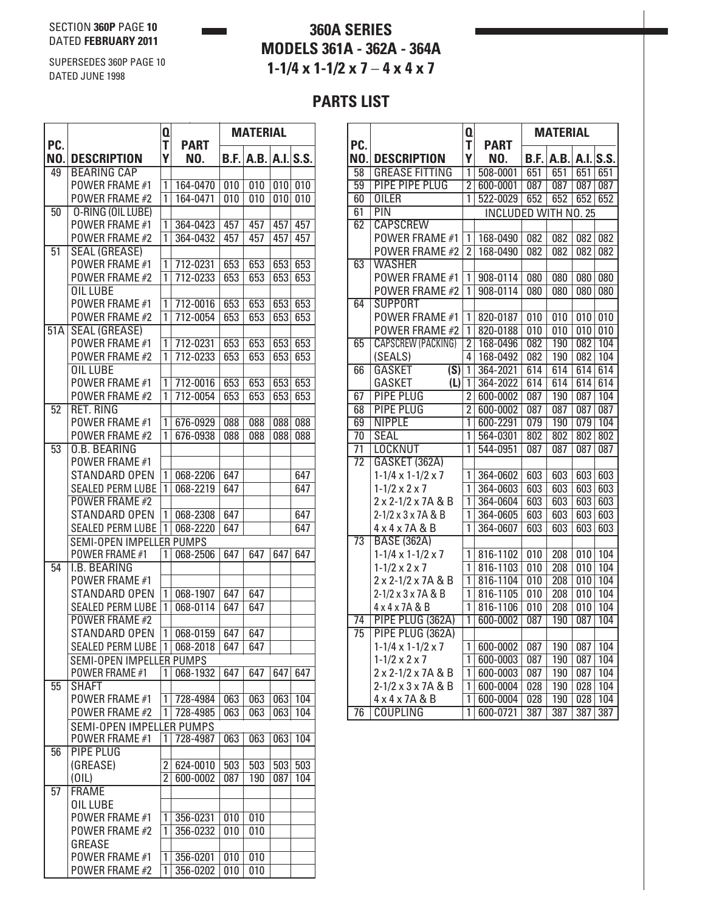SECTION **360P** PAGE **10**
DATED **FEBRUARY 2011**

SUPERSEDES 360P PAGE 10
DATED JUNE 1998

# 360A SERIES
## MODELS 361A - 362A - 364A
## 1-1/4 x 1-1/2 x 7 – 4 x 4 x 7

## PARTS LIST

| PC. NO. | DESCRIPTION | QTY | PART NO. | MATERIAL B.F. | A.B. | A.I. | S.S. |
|---|---|---|---|---|---|---|---|
| 49 | BEARING CAP | | | | | | |
| | POWER FRAME #1 | 1 | 164-0470 | 010 | 010 | 010 | 010 |
| | POWER FRAME #2 | 1 | 164-0471 | 010 | 010 | 010 | 010 |
| 50 | O-RING (OIL LUBE) | | | | | | |
| | POWER FRAME #1 | 1 | 364-0423 | 457 | 457 | 457 | 457 |
| | POWER FRAME #2 | 1 | 364-0432 | 457 | 457 | 457 | 457 |
| 51 | SEAL (GREASE) | | | | | | |
| | POWER FRAME #1 | 1 | 712-0231 | 653 | 653 | 653 | 653 |
| | POWER FRAME #2 | 1 | 712-0233 | 653 | 653 | 653 | 653 |
| | OIL LUBE | | | | | | |
| | POWER FRAME #1 | 1 | 712-0016 | 653 | 653 | 653 | 653 |
| | POWER FRAME #2 | 1 | 712-0054 | 653 | 653 | 653 | 653 |
| 51A | SEAL (GREASE) | | | | | | |
| | POWER FRAME #1 | 1 | 712-0231 | 653 | 653 | 653 | 653 |
| | POWER FRAME #2 | 1 | 712-0233 | 653 | 653 | 653 | 653 |
| | OIL LUBE | | | | | | |
| | POWER FRAME #1 | 1 | 712-0016 | 653 | 653 | 653 | 653 |
| | POWER FRAME #2 | 1 | 712-0054 | 653 | 653 | 653 | 653 |
| 52 | RET. RING | | | | | | |
| | POWER FRAME #1 | 1 | 676-0929 | 088 | 088 | 088 | 088 |
| | POWER FRAME #2 | 1 | 676-0938 | 088 | 088 | 088 | 088 |
| 53 | O.B. BEARING | | | | | | |
| | POWER FRAME #1 | | | | | | |
| | STANDARD OPEN | 1 | 068-2206 | 647 | | | 647 |
| | SEALED PERM LUBE | 1 | 068-2219 | 647 | | | 647 |
| | POWER FRAME #2 | | | | | | |
| | STANDARD OPEN | 1 | 068-2308 | 647 | | | 647 |
| | SEALED PERM LUBE | 1 | 068-2220 | 647 | | | 647 |
| | SEMI-OPEN IMPELLER PUMPS | | | | | | |
| | POWER FRAME #1 | 1 | 068-2506 | 647 | 647 | 647 | 647 |
| 54 | I.B. BEARING | | | | | | |
| | POWER FRAME #1 | | | | | | |
| | STANDARD OPEN | 1 | 068-1907 | 647 | 647 | | |
| | SEALED PERM LUBE | 1 | 068-0114 | 647 | 647 | | |
| | POWER FRAME #2 | | | | | | |
| | STANDARD OPEN | 1 | 068-0159 | 647 | 647 | | |
| | SEALED PERM LUBE | 1 | 068-2018 | 647 | 647 | | |
| | SEMI-OPEN IMPELLER PUMPS | | | | | | |
| | POWER FRAME #1 | 1 | 068-1932 | 647 | 647 | 647 | 647 |
| 55 | SHAFT | | | | | | |
| | POWER FRAME #1 | 1 | 728-4984 | 063 | 063 | 063 | 104 |
| | POWER FRAME #2 | 1 | 728-4985 | 063 | 063 | 063 | 104 |
| | SEMI-OPEN IMPELLER PUMPS | | | | | | |
| | POWER FRAME #1 | 1 | 728-4987 | 063 | 063 | 063 | 104 |
| 56 | PIPE PLUG | | | | | | |
| | (GREASE) | 2 | 624-0010 | 503 | 503 | 503 | 503 |
| | (OIL) | 2 | 600-0002 | 087 | 190 | 087 | 104 |
| 57 | FRAME | | | | | | |
| | OIL LUBE | | | | | | |
| | POWER FRAME #1 | 1 | 356-0231 | 010 | 010 | | |
| | POWER FRAME #2 | 1 | 356-0232 | 010 | 010 | | |
| | GREASE | | | | | | |
| | POWER FRAME #1 | 1 | 356-0201 | 010 | 010 | | |
| | POWER FRAME #2 | 1 | 356-0202 | 010 | 010 | | |
| 58 | GREASE FITTING | 1 | 508-0001 | 651 | 651 | 651 | 651 |
| 59 | PIPE PIPE PLUG | 2 | 600-0001 | 087 | 087 | 087 | 087 |
| 60 | OILER | 1 | 522-0029 | 652 | 652 | 652 | 652 |
| 61 | PIN | | INCLUDED WITH NO. 25 | | | | |
| 62 | CAPSCREW | | | | | | |
| | POWER FRAME #1 | 1 | 168-0490 | 082 | 082 | 082 | 082 |
| | POWER FRAME #2 | 2 | 168-0490 | 082 | 082 | 082 | 082 |
| 63 | WASHER | | | | | | |
| | POWER FRAME #1 | 1 | 908-0114 | 080 | 080 | 080 | 080 |
| | POWER FRAME #2 | 1 | 908-0114 | 080 | 080 | 080 | 080 |
| 64 | SUPPORT | | | | | | |
| | POWER FRAME #1 | 1 | 820-0187 | 010 | 010 | 010 | 010 |
| | POWER FRAME #2 | 1 | 820-0188 | 010 | 010 | 010 | 010 |
| 65 | CAPSCREW (PACKING) | 2 | 168-0496 | 082 | 190 | 082 | 104 |
| | (SEALS) | 4 | 168-0492 | 082 | 190 | 082 | 104 |
| 66 | GASKET (S) | 1 | 364-2021 | 614 | 614 | 614 | 614 |
| | GASKET (L) | 1 | 364-2022 | 614 | 614 | 614 | 614 |
| 67 | PIPE PLUG | 2 | 600-0002 | 087 | 190 | 087 | 104 |
| 68 | PIPE PLUG | 2 | 600-0002 | 087 | 087 | 087 | 087 |
| 69 | NIPPLE | 1 | 600-2291 | 079 | 190 | 079 | 104 |
| 70 | SEAL | 1 | 564-0301 | 802 | 802 | 802 | 802 |
| 71 | LOCKNUT | 1 | 544-0951 | 087 | 087 | 087 | 087 |
| 72 | GASKET (362A) | | | | | | |
| | 1-1/4 x 1-1/2 x 7 | 1 | 364-0602 | 603 | 603 | 603 | 603 |
| | 1-1/2 x 2 x 7 | 1 | 364-0603 | 603 | 603 | 603 | 603 |
| | 2 x 2-1/2 x 7A & B | 1 | 364-0604 | 603 | 603 | 603 | 603 |
| | 2-1/2 x 3 x 7A & B | 1 | 364-0605 | 603 | 603 | 603 | 603 |
| | 4 x 4 x 7A & B | 1 | 364-0607 | 603 | 603 | 603 | 603 |
| 73 | BASE (362A) | | | | | | |
| | 1-1/4 x 1-1/2 x 7 | 1 | 816-1102 | 010 | 208 | 010 | 104 |
| | 1-1/2 x 2 x 7 | 1 | 816-1103 | 010 | 208 | 010 | 104 |
| | 2 x 2-1/2 x 7A & B | 1 | 816-1104 | 010 | 208 | 010 | 104 |
| | 2-1/2 x 3 x 7A & B | 1 | 816-1105 | 010 | 208 | 010 | 104 |
| | 4 x 4 x 7A & B | 1 | 816-1106 | 010 | 208 | 010 | 104 |
| 74 | PIPE PLUG (362A) | 1 | 600-0002 | 087 | 190 | 087 | 104 |
| 75 | PIPE PLUG (362A) | | | | | | |
| | 1-1/4 x 1-1/2 x 7 | 1 | 600-0002 | 087 | 190 | 087 | 104 |
| | 1-1/2 x 2 x 7 | 1 | 600-0003 | 087 | 190 | 087 | 104 |
| | 2 x 2-1/2 x 7A & B | 1 | 600-0003 | 087 | 190 | 087 | 104 |
| | 2-1/2 x 3 x 7A & B | 1 | 600-0004 | 028 | 190 | 028 | 104 |
| | 4 x 4 x 7A & B | 1 | 600-0004 | 028 | 190 | 028 | 104 |
| 76 | COUPLING | 1 | 600-0721 | 387 | 387 | 387 | 387 |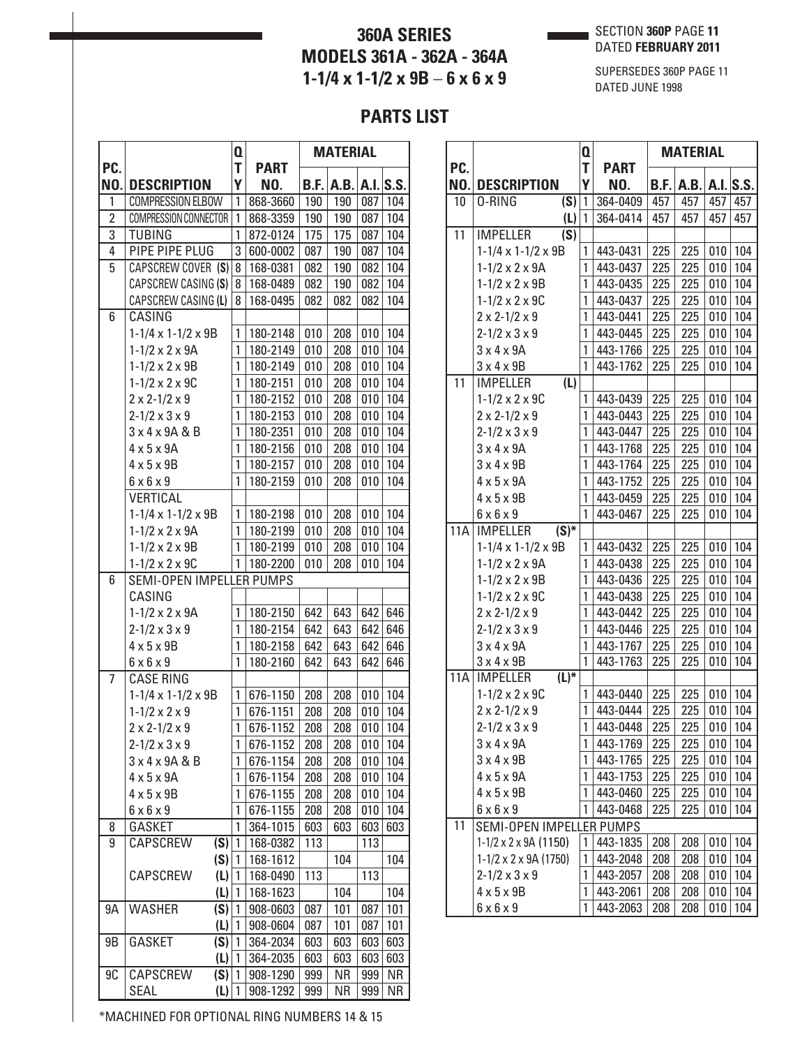# 360A SERIES
# MODELS 361A - 362A - 364A
# 1-1/4 x 1-1/2 x 9B – 6 x 6 x 9

SECTION **360P** PAGE **11**
DATED **FEBRUARY 2011**

SUPERSEDES 360P PAGE 11
DATED JUNE 1998

## PARTS LIST

| PC. NO. | DESCRIPTION | QTY | PART NO. | MATERIAL B.F. | A.B. | A.I. | S.S. |
|---|---|---|---|---|---|---|---|
| 1 | COMPRESSION ELBOW | 1 | 868-3660 | 190 | 190 | 087 | 104 |
| 2 | COMPRESSION CONNECTOR | 1 | 868-3359 | 190 | 190 | 087 | 104 |
| 3 | TUBING | 1 | 872-0124 | 175 | 175 | 087 | 104 |
| 4 | PIPE PIPE PLUG | 3 | 600-0002 | 087 | 190 | 087 | 104 |
| 5 | CAPSCREW COVER **(S)** | 8 | 168-0381 | 082 | 190 | 082 | 104 |
| | CAPSCREW CASING **(S)** | 8 | 168-0489 | 082 | 190 | 082 | 104 |
| | CAPSCREW CASING **(L)** | 8 | 168-0495 | 082 | 082 | 082 | 104 |
| 6 | CASING | | | | | | |
| | 1-1/4 x 1-1/2 x 9B | 1 | 180-2148 | 010 | 208 | 010 | 104 |
| | 1-1/2 x 2 x 9A | 1 | 180-2149 | 010 | 208 | 010 | 104 |
| | 1-1/2 x 2 x 9B | 1 | 180-2149 | 010 | 208 | 010 | 104 |
| | 1-1/2 x 2 x 9C | 1 | 180-2151 | 010 | 208 | 010 | 104 |
| | 2 x 2-1/2 x 9 | 1 | 180-2152 | 010 | 208 | 010 | 104 |
| | 2-1/2 x 3 x 9 | 1 | 180-2153 | 010 | 208 | 010 | 104 |
| | 3 x 4 x 9A & B | 1 | 180-2351 | 010 | 208 | 010 | 104 |
| | 4 x 5 x 9A | 1 | 180-2156 | 010 | 208 | 010 | 104 |
| | 4 x 5 x 9B | 1 | 180-2157 | 010 | 208 | 010 | 104 |
| | 6 x 6 x 9 | 1 | 180-2159 | 010 | 208 | 010 | 104 |
| | VERTICAL | | | | | | |
| | 1-1/4 x 1-1/2 x 9B | 1 | 180-2198 | 010 | 208 | 010 | 104 |
| | 1-1/2 x 2 x 9A | 1 | 180-2199 | 010 | 208 | 010 | 104 |
| | 1-1/2 x 2 x 9B | 1 | 180-2199 | 010 | 208 | 010 | 104 |
| | 1-1/2 x 2 x 9C | 1 | 180-2200 | 010 | 208 | 010 | 104 |
| 6 | SEMI-OPEN IMPELLER PUMPS | | | | | | |
| | CASING | | | | | | |
| | 1-1/2 x 2 x 9A | 1 | 180-2150 | 642 | 643 | 642 | 646 |
| | 2-1/2 x 3 x 9 | 1 | 180-2154 | 642 | 643 | 642 | 646 |
| | 4 x 5 x 9B | 1 | 180-2158 | 642 | 643 | 642 | 646 |
| | 6 x 6 x 9 | 1 | 180-2160 | 642 | 643 | 642 | 646 |
| 7 | CASE RING | | | | | | |
| | 1-1/4 x 1-1/2 x 9B | 1 | 676-1150 | 208 | 208 | 010 | 104 |
| | 1-1/2 x 2 x 9 | 1 | 676-1151 | 208 | 208 | 010 | 104 |
| | 2 x 2-1/2 x 9 | 1 | 676-1152 | 208 | 208 | 010 | 104 |
| | 2-1/2 x 3 x 9 | 1 | 676-1152 | 208 | 208 | 010 | 104 |
| | 3 x 4 x 9A & B | 1 | 676-1154 | 208 | 208 | 010 | 104 |
| | 4 x 5 x 9A | 1 | 676-1154 | 208 | 208 | 010 | 104 |
| | 4 x 5 x 9B | 1 | 676-1155 | 208 | 208 | 010 | 104 |
| | 6 x 6 x 9 | 1 | 676-1155 | 208 | 208 | 010 | 104 |
| 8 | GASKET | 1 | 364-1015 | 603 | 603 | 603 | 603 |
| 9 | CAPSCREW **(S)** | 1 | 168-0382 | 113 | | 113 | |
| | **(S)** | 1 | 168-1612 | | 104 | | 104 |
| | CAPSCREW **(L)** | 1 | 168-0490 | 113 | | 113 | |
| | **(L)** | 1 | 168-1623 | | 104 | | 104 |
| 9A | WASHER **(S)** | 1 | 908-0603 | 087 | 101 | 087 | 101 |
| | **(L)** | 1 | 908-0604 | 087 | 101 | 087 | 101 |
| 9B | GASKET **(S)** | 1 | 364-2034 | 603 | 603 | 603 | 603 |
| | **(L)** | 1 | 364-2035 | 603 | 603 | 603 | 603 |
| 9C | CAPSCREW **(S)** | 1 | 908-1290 | 999 | NR | 999 | NR |
| | SEAL **(L)** | 1 | 908-1292 | 999 | NR | 999 | NR |
| 10 | O-RING **(S)** | 1 | 364-0409 | 457 | 457 | 457 | 457 |
| | **(L)** | 1 | 364-0414 | 457 | 457 | 457 | 457 |
| 11 | IMPELLER **(S)** | | | | | | |
| | 1-1/4 x 1-1/2 x 9B | 1 | 443-0431 | 225 | 225 | 010 | 104 |
| | 1-1/2 x 2 x 9A | 1 | 443-0437 | 225 | 225 | 010 | 104 |
| | 1-1/2 x 2 x 9B | 1 | 443-0435 | 225 | 225 | 010 | 104 |
| | 1-1/2 x 2 x 9C | 1 | 443-0437 | 225 | 225 | 010 | 104 |
| | 2 x 2-1/2 x 9 | 1 | 443-0441 | 225 | 225 | 010 | 104 |
| | 2-1/2 x 3 x 9 | 1 | 443-0445 | 225 | 225 | 010 | 104 |
| | 3 x 4 x 9A | 1 | 443-1766 | 225 | 225 | 010 | 104 |
| | 3 x 4 x 9B | 1 | 443-1762 | 225 | 225 | 010 | 104 |
| 11 | IMPELLER **(L)** | | | | | | |
| | 1-1/2 x 2 x 9C | 1 | 443-0439 | 225 | 225 | 010 | 104 |
| | 2 x 2-1/2 x 9 | 1 | 443-0443 | 225 | 225 | 010 | 104 |
| | 2-1/2 x 3 x 9 | 1 | 443-0447 | 225 | 225 | 010 | 104 |
| | 3 x 4 x 9A | 1 | 443-1768 | 225 | 225 | 010 | 104 |
| | 3 x 4 x 9B | 1 | 443-1764 | 225 | 225 | 010 | 104 |
| | 4 x 5 x 9A | 1 | 443-1752 | 225 | 225 | 010 | 104 |
| | 4 x 5 x 9B | 1 | 443-0459 | 225 | 225 | 010 | 104 |
| | 6 x 6 x 9 | 1 | 443-0467 | 225 | 225 | 010 | 104 |
| 11A | IMPELLER **(S)*** | | | | | | |
| | 1-1/4 x 1-1/2 x 9B | 1 | 443-0432 | 225 | 225 | 010 | 104 |
| | 1-1/2 x 2 x 9A | 1 | 443-0438 | 225 | 225 | 010 | 104 |
| | 1-1/2 x 2 x 9B | 1 | 443-0436 | 225 | 225 | 010 | 104 |
| | 1-1/2 x 2 x 9C | 1 | 443-0438 | 225 | 225 | 010 | 104 |
| | 2 x 2-1/2 x 9 | 1 | 443-0442 | 225 | 225 | 010 | 104 |
| | 2-1/2 x 3 x 9 | 1 | 443-0446 | 225 | 225 | 010 | 104 |
| | 3 x 4 x 9A | 1 | 443-1767 | 225 | 225 | 010 | 104 |
| | 3 x 4 x 9B | 1 | 443-1763 | 225 | 225 | 010 | 104 |
| 11A | IMPELLER **(L)*** | | | | | | |
| | 1-1/2 x 2 x 9C | 1 | 443-0440 | 225 | 225 | 010 | 104 |
| | 2 x 2-1/2 x 9 | 1 | 443-0444 | 225 | 225 | 010 | 104 |
| | 2-1/2 x 3 x 9 | 1 | 443-0448 | 225 | 225 | 010 | 104 |
| | 3 x 4 x 9A | 1 | 443-1769 | 225 | 225 | 010 | 104 |
| | 3 x 4 x 9B | 1 | 443-1765 | 225 | 225 | 010 | 104 |
| | 4 x 5 x 9A | 1 | 443-1753 | 225 | 225 | 010 | 104 |
| | 4 x 5 x 9B | 1 | 443-0460 | 225 | 225 | 010 | 104 |
| | 6 x 6 x 9 | 1 | 443-0468 | 225 | 225 | 010 | 104 |
| 11 | SEMI-OPEN IMPELLER PUMPS | | | | | | |
| | 1-1/2 x 2 x 9A (1150) | 1 | 443-1835 | 208 | 208 | 010 | 104 |
| | 1-1/2 x 2 x 9A (1750) | 1 | 443-2048 | 208 | 208 | 010 | 104 |
| | 2-1/2 x 3 x 9 | 1 | 443-2057 | 208 | 208 | 010 | 104 |
| | 4 x 5 x 9B | 1 | 443-2061 | 208 | 208 | 010 | 104 |
| | 6 x 6 x 9 | 1 | 443-2063 | 208 | 208 | 010 | 104 |

*MACHINED FOR OPTIONAL RING NUMBERS 14 & 15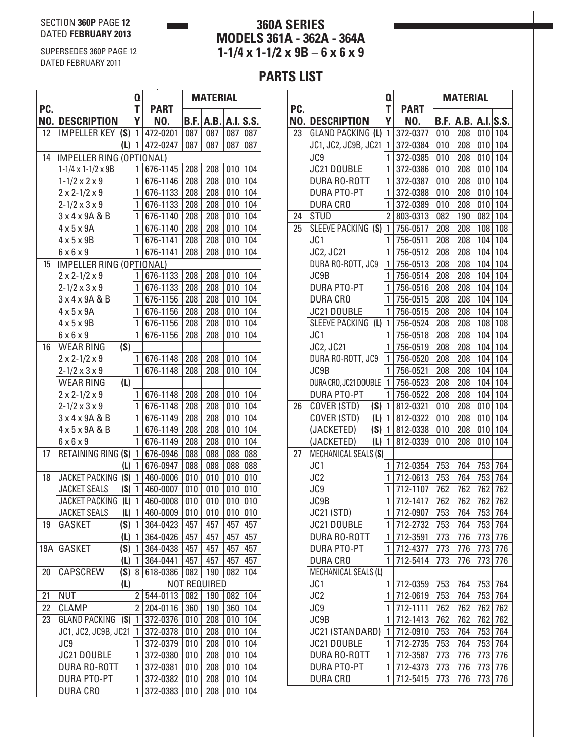SECTION **360P** PAGE **12**
DATED **FEBRUARY 2013**

SUPERSEDES 360P PAGE 12
DATED FEBRUARY 2011

# 360A SERIES
# MODELS 361A - 362A - 364A
# 1-1/4 x 1-1/2 x 9B – 6 x 6 x 9

## PARTS LIST

| PC. NO. | DESCRIPTION | QTY | PART NO. | MATERIAL B.F. | A.B. | A.I. | S.S. |
|---|---|---|---|---|---|---|---|
| 12 | IMPELLER KEY (S) | 1 | 472-0201 | 087 | 087 | 087 | 087 |
| | (L) | 1 | 472-0247 | 087 | 087 | 087 | 087 |
| 14 | IMPELLER RING (OPTIONAL) | | | | | | |
| | 1-1/4 x 1-1/2 x 9B | 1 | 676-1145 | 208 | 208 | 010 | 104 |
| | 1-1/2 x 2 x 9 | 1 | 676-1146 | 208 | 208 | 010 | 104 |
| | 2 x 2-1/2 x 9 | 1 | 676-1133 | 208 | 208 | 010 | 104 |
| | 2-1/2 x 3 x 9 | 1 | 676-1133 | 208 | 208 | 010 | 104 |
| | 3 x 4 x 9A & B | 1 | 676-1140 | 208 | 208 | 010 | 104 |
| | 4 x 5 x 9A | 1 | 676-1140 | 208 | 208 | 010 | 104 |
| | 4 x 5 x 9B | 1 | 676-1141 | 208 | 208 | 010 | 104 |
| | 6 x 6 x 9 | 1 | 676-1141 | 208 | 208 | 010 | 104 |
| 15 | IMPELLER RING (OPTIONAL) | | | | | | |
| | 2 x 2-1/2 x 9 | 1 | 676-1133 | 208 | 208 | 010 | 104 |
| | 2-1/2 x 3 x 9 | 1 | 676-1133 | 208 | 208 | 010 | 104 |
| | 3 x 4 x 9A & B | 1 | 676-1156 | 208 | 208 | 010 | 104 |
| | 4 x 5 x 9A | 1 | 676-1156 | 208 | 208 | 010 | 104 |
| | 4 x 5 x 9B | 1 | 676-1156 | 208 | 208 | 010 | 104 |
| | 6 x 6 x 9 | 1 | 676-1156 | 208 | 208 | 010 | 104 |
| 16 | WEAR RING (S) | | | | | | |
| | 2 x 2-1/2 x 9 | 1 | 676-1148 | 208 | 208 | 010 | 104 |
| | 2-1/2 x 3 x 9 | 1 | 676-1148 | 208 | 208 | 010 | 104 |
| | WEAR RING (L) | | | | | | |
| | 2 x 2-1/2 x 9 | 1 | 676-1148 | 208 | 208 | 010 | 104 |
| | 2-1/2 x 3 x 9 | 1 | 676-1148 | 208 | 208 | 010 | 104 |
| | 3 x 4 x 9A & B | 1 | 676-1149 | 208 | 208 | 010 | 104 |
| | 4 x 5 x 9A & B | 1 | 676-1149 | 208 | 208 | 010 | 104 |
| | 6 x 6 x 9 | 1 | 676-1149 | 208 | 208 | 010 | 104 |
| 17 | RETAINING RING (S) | 1 | 676-0946 | 088 | 088 | 088 | 088 |
| | (L) | 1 | 676-0947 | 088 | 088 | 088 | 088 |
| 18 | JACKET PACKING (S) | 1 | 460-0006 | 010 | 010 | 010 | 010 |
| | JACKET SEALS (S) | 1 | 460-0007 | 010 | 010 | 010 | 010 |
| | JACKET PACKING (L) | 1 | 460-0008 | 010 | 010 | 010 | 010 |
| | JACKET SEALS (L) | 1 | 460-0009 | 010 | 010 | 010 | 010 |
| 19 | GASKET (S) | 1 | 364-0423 | 457 | 457 | 457 | 457 |
| | (L) | 1 | 364-0426 | 457 | 457 | 457 | 457 |
| 19A | GASKET (S) | 1 | 364-0438 | 457 | 457 | 457 | 457 |
| | (L) | 1 | 364-0441 | 457 | 457 | 457 | 457 |
| 20 | CAPSCREW (S) | 8 | 618-0386 | 082 | 190 | 082 | 104 |
| | (L) | | NOT REQUIRED | | | | |
| 21 | NUT | 2 | 544-0113 | 082 | 190 | 082 | 104 |
| 22 | CLAMP | 2 | 204-0116 | 360 | 190 | 360 | 104 |
| 23 | GLAND PACKING (S) | 1 | 372-0376 | 010 | 208 | 010 | 104 |
| | JC1, JC2, JC9B, JC21 | 1 | 372-0378 | 010 | 208 | 010 | 104 |
| | JC9 | 1 | 372-0379 | 010 | 208 | 010 | 104 |
| | JC21 DOUBLE | 1 | 372-0380 | 010 | 208 | 010 | 104 |
| | DURA RO-ROTT | 1 | 372-0381 | 010 | 208 | 010 | 104 |
| | DURA PTO-PT | 1 | 372-0382 | 010 | 208 | 010 | 104 |
| | DURA CRO | 1 | 372-0383 | 010 | 208 | 010 | 104 |
| 23 | GLAND PACKING (L) | 1 | 372-0377 | 010 | 208 | 010 | 104 |
| | JC1, JC2, JC9B, JC21 | 1 | 372-0384 | 010 | 208 | 010 | 104 |
| | JC9 | 1 | 372-0385 | 010 | 208 | 010 | 104 |
| | JC21 DOUBLE | 1 | 372-0386 | 010 | 208 | 010 | 104 |
| | DURA RO-ROTT | 1 | 372-0387 | 010 | 208 | 010 | 104 |
| | DURA PTO-PT | 1 | 372-0388 | 010 | 208 | 010 | 104 |
| | DURA CRO | 1 | 372-0389 | 010 | 208 | 010 | 104 |
| 24 | STUD | 2 | 803-0313 | 082 | 190 | 082 | 104 |
| 25 | SLEEVE PACKING (S) | 1 | 756-0517 | 208 | 208 | 108 | 108 |
| | JC1 | 1 | 756-0511 | 208 | 208 | 104 | 104 |
| | JC2, JC21 | 1 | 756-0512 | 208 | 208 | 104 | 104 |
| | DURA RO-ROTT, JC9 | 1 | 756-0513 | 208 | 208 | 104 | 104 |
| | JC9B | 1 | 756-0514 | 208 | 208 | 104 | 104 |
| | DURA PTO-PT | 1 | 756-0516 | 208 | 208 | 104 | 104 |
| | DURA CRO | 1 | 756-0515 | 208 | 208 | 104 | 104 |
| | JC21 DOUBLE | 1 | 756-0515 | 208 | 208 | 104 | 104 |
| | SLEEVE PACKING (L) | 1 | 756-0524 | 208 | 208 | 108 | 108 |
| | JC1 | 1 | 756-0518 | 208 | 208 | 104 | 104 |
| | JC2, JC21 | 1 | 756-0519 | 208 | 208 | 104 | 104 |
| | DURA RO-ROTT, JC9 | 1 | 756-0520 | 208 | 208 | 104 | 104 |
| | JC9B | 1 | 756-0521 | 208 | 208 | 104 | 104 |
| | DURA CRO, JC21 DOUBLE | 1 | 756-0523 | 208 | 208 | 104 | 104 |
| | DURA PTO-PT | 1 | 756-0522 | 208 | 208 | 104 | 104 |
| 26 | COVER (STD) (S) | 1 | 812-0321 | 010 | 208 | 010 | 104 |
| | COVER (STD) (L) | 1 | 812-0322 | 010 | 208 | 010 | 104 |
| | (JACKETED) (S) | 1 | 812-0338 | 010 | 208 | 010 | 104 |
| | (JACKETED) (L) | 1 | 812-0339 | 010 | 208 | 010 | 104 |
| 27 | MECHANICAL SEALS (S) | | | | | | |
| | JC1 | 1 | 712-0354 | 753 | 764 | 753 | 764 |
| | JC2 | 1 | 712-0613 | 753 | 764 | 753 | 764 |
| | JC9 | 1 | 712-1107 | 762 | 762 | 762 | 762 |
| | JC9B | 1 | 712-1417 | 762 | 762 | 762 | 762 |
| | JC21 (STD) | 1 | 712-0907 | 753 | 764 | 753 | 764 |
| | JC21 DOUBLE | 1 | 712-2732 | 753 | 764 | 753 | 764 |
| | DURA RO-ROTT | 1 | 712-3591 | 773 | 776 | 773 | 776 |
| | DURA PTO-PT | 1 | 712-4377 | 773 | 776 | 773 | 776 |
| | DURA CRO | 1 | 712-5414 | 773 | 776 | 773 | 776 |
| | MECHANICAL SEALS (L) | | | | | | |
| | JC1 | 1 | 712-0359 | 753 | 764 | 753 | 764 |
| | JC2 | 1 | 712-0619 | 753 | 764 | 753 | 764 |
| | JC9 | 1 | 712-1111 | 762 | 762 | 762 | 762 |
| | JC9B | 1 | 712-1413 | 762 | 762 | 762 | 762 |
| | JC21 (STANDARD) | 1 | 712-0910 | 753 | 764 | 753 | 764 |
| | JC21 DOUBLE | 1 | 712-2735 | 753 | 764 | 753 | 764 |
| | DURA RO-ROTT | 1 | 712-3587 | 773 | 776 | 773 | 776 |
| | DURA PTO-PT | 1 | 712-4373 | 773 | 776 | 773 | 776 |
| | DURA CRO | 1 | 712-5415 | 773 | 776 | 773 | 776 |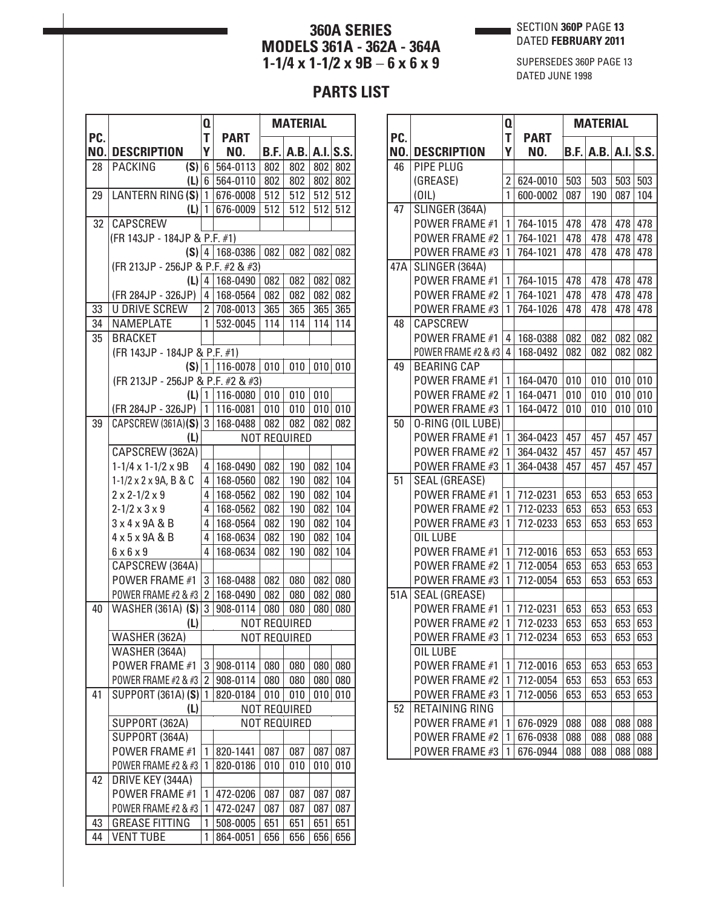# 360A SERIES
# MODELS 361A - 362A - 364A
# 1-1/4 x 1-1/2 x 9B – 6 x 6 x 9

SECTION **360P** PAGE **13**
DATED **FEBRUARY 2011**

SUPERSEDES 360P PAGE 13
DATED JUNE 1998

## PARTS LIST

| PC. NO. | DESCRIPTION | QTY | PART NO. | MATERIAL B.F. | A.B. | A.I. | S.S. |
|---|---|---|---|---|---|---|---|
| 28 | PACKING (S) | 6 | 564-0113 | 802 | 802 | 802 | 802 |
| | (L) | 6 | 564-0110 | 802 | 802 | 802 | 802 |
| 29 | LANTERN RING (S) | 1 | 676-0008 | 512 | 512 | 512 | 512 |
| | (L) | 1 | 676-0009 | 512 | 512 | 512 | 512 |
| 32 | CAPSCREW | | | | | | |
| | (FR 143JP - 184JP & P.F. #1) | | | | | | |
| | (S) | 4 | 168-0386 | 082 | 082 | 082 | 082 |
| | (FR 213JP - 256JP & P.F. #2 & #3) | | | | | | |
| | (L) | 4 | 168-0490 | 082 | 082 | 082 | 082 |
| | (FR 284JP - 326JP) | 4 | 168-0564 | 082 | 082 | 082 | 082 |
| 33 | U DRIVE SCREW | 2 | 708-0013 | 365 | 365 | 365 | 365 |
| 34 | NAMEPLATE | 1 | 532-0045 | 114 | 114 | 114 | 114 |
| 35 | BRACKET | | | | | | |
| | (FR 143JP - 184JP & P.F. #1) | | | | | | |
| | (S) | 1 | 116-0078 | 010 | 010 | 010 | 010 |
| | (FR 213JP - 256JP & P.F. #2 & #3) | | | | | | |
| | (L) | 1 | 116-0080 | 010 | 010 | 010 | |
| | (FR 284JP - 326JP) | 1 | 116-0081 | 010 | 010 | 010 | 010 |
| 39 | CAPSCREW (361A)(S) | 3 | 168-0488 | 082 | 082 | 082 | 082 |
| | (L) | | | NOT REQUIRED | | | |
| | CAPSCREW (362A) | | | | | | |
| | 1-1/4 x 1-1/2 x 9B | 4 | 168-0490 | 082 | 190 | 082 | 104 |
| | 1-1/2 x 2 x 9A, B & C | 4 | 168-0560 | 082 | 190 | 082 | 104 |
| | 2 x 2-1/2 x 9 | 4 | 168-0562 | 082 | 190 | 082 | 104 |
| | 2-1/2 x 3 x 9 | 4 | 168-0562 | 082 | 190 | 082 | 104 |
| | 3 x 4 x 9A & B | 4 | 168-0564 | 082 | 190 | 082 | 104 |
| | 4 x 5 x 9A & B | 4 | 168-0634 | 082 | 190 | 082 | 104 |
| | 6 x 6 x 9 | 4 | 168-0634 | 082 | 190 | 082 | 104 |
| | CAPSCREW (364A) | | | | | | |
| | POWER FRAME #1 | 3 | 168-0488 | 082 | 080 | 082 | 080 |
| | POWER FRAME #2 & #3 | 2 | 168-0490 | 082 | 080 | 082 | 080 |
| 40 | WASHER (361A) (S) | 3 | 908-0114 | 080 | 080 | 080 | 080 |
| | (L) | | | NOT REQUIRED | | | |
| | WASHER (362A) | | | NOT REQUIRED | | | |
| | WASHER (364A) | | | | | | |
| | POWER FRAME #1 | 3 | 908-0114 | 080 | 080 | 080 | 080 |
| | POWER FRAME #2 & #3 | 2 | 908-0114 | 080 | 080 | 080 | 080 |
| 41 | SUPPORT (361A) (S) | 1 | 820-0184 | 010 | 010 | 010 | 010 |
| | (L) | | | NOT REQUIRED | | | |
| | SUPPORT (362A) | | | NOT REQUIRED | | | |
| | SUPPORT (364A) | | | | | | |
| | POWER FRAME #1 | 1 | 820-1441 | 087 | 087 | 087 | 087 |
| | POWER FRAME #2 & #3 | 1 | 820-0186 | 010 | 010 | 010 | 010 |
| 42 | DRIVE KEY (344A) | | | | | | |
| | POWER FRAME #1 | 1 | 472-0206 | 087 | 087 | 087 | 087 |
| | POWER FRAME #2 & #3 | 1 | 472-0247 | 087 | 087 | 087 | 087 |
| 43 | GREASE FITTING | 1 | 508-0005 | 651 | 651 | 651 | 651 |
| 44 | VENT TUBE | 1 | 864-0051 | 656 | 656 | 656 | 656 |
| 46 | PIPE PLUG | | | | | | |
| | (GREASE) | 2 | 624-0010 | 503 | 503 | 503 | 503 |
| | (OIL) | 1 | 600-0002 | 087 | 190 | 087 | 104 |
| 47 | SLINGER (364A) | | | | | | |
| | POWER FRAME #1 | 1 | 764-1015 | 478 | 478 | 478 | 478 |
| | POWER FRAME #2 | 1 | 764-1021 | 478 | 478 | 478 | 478 |
| | POWER FRAME #3 | 1 | 764-1021 | 478 | 478 | 478 | 478 |
| 47A | SLINGER (364A) | | | | | | |
| | POWER FRAME #1 | 1 | 764-1015 | 478 | 478 | 478 | 478 |
| | POWER FRAME #2 | 1 | 764-1021 | 478 | 478 | 478 | 478 |
| | POWER FRAME #3 | 1 | 764-1026 | 478 | 478 | 478 | 478 |
| 48 | CAPSCREW | | | | | | |
| | POWER FRAME #1 | 4 | 168-0388 | 082 | 082 | 082 | 082 |
| | POWER FRAME #2 & #3 | 4 | 168-0492 | 082 | 082 | 082 | 082 |
| 49 | BEARING CAP | | | | | | |
| | POWER FRAME #1 | 1 | 164-0470 | 010 | 010 | 010 | 010 |
| | POWER FRAME #2 | 1 | 164-0471 | 010 | 010 | 010 | 010 |
| | POWER FRAME #3 | 1 | 164-0472 | 010 | 010 | 010 | 010 |
| 50 | O-RING (OIL LUBE) | | | | | | |
| | POWER FRAME #1 | 1 | 364-0423 | 457 | 457 | 457 | 457 |
| | POWER FRAME #2 | 1 | 364-0432 | 457 | 457 | 457 | 457 |
| | POWER FRAME #3 | 1 | 364-0438 | 457 | 457 | 457 | 457 |
| 51 | SEAL (GREASE) | | | | | | |
| | POWER FRAME #1 | 1 | 712-0231 | 653 | 653 | 653 | 653 |
| | POWER FRAME #2 | 1 | 712-0233 | 653 | 653 | 653 | 653 |
| | POWER FRAME #3 | 1 | 712-0233 | 653 | 653 | 653 | 653 |
| | OIL LUBE | | | | | | |
| | POWER FRAME #1 | 1 | 712-0016 | 653 | 653 | 653 | 653 |
| | POWER FRAME #2 | 1 | 712-0054 | 653 | 653 | 653 | 653 |
| | POWER FRAME #3 | 1 | 712-0054 | 653 | 653 | 653 | 653 |
| 51A | SEAL (GREASE) | | | | | | |
| | POWER FRAME #1 | 1 | 712-0231 | 653 | 653 | 653 | 653 |
| | POWER FRAME #2 | 1 | 712-0233 | 653 | 653 | 653 | 653 |
| | POWER FRAME #3 | 1 | 712-0234 | 653 | 653 | 653 | 653 |
| | OIL LUBE | | | | | | |
| | POWER FRAME #1 | 1 | 712-0016 | 653 | 653 | 653 | 653 |
| | POWER FRAME #2 | 1 | 712-0054 | 653 | 653 | 653 | 653 |
| | POWER FRAME #3 | 1 | 712-0056 | 653 | 653 | 653 | 653 |
| 52 | RETAINING RING | | | | | | |
| | POWER FRAME #1 | 1 | 676-0929 | 088 | 088 | 088 | 088 |
| | POWER FRAME #2 | 1 | 676-0938 | 088 | 088 | 088 | 088 |
| | POWER FRAME #3 | 1 | 676-0944 | 088 | 088 | 088 | 088 |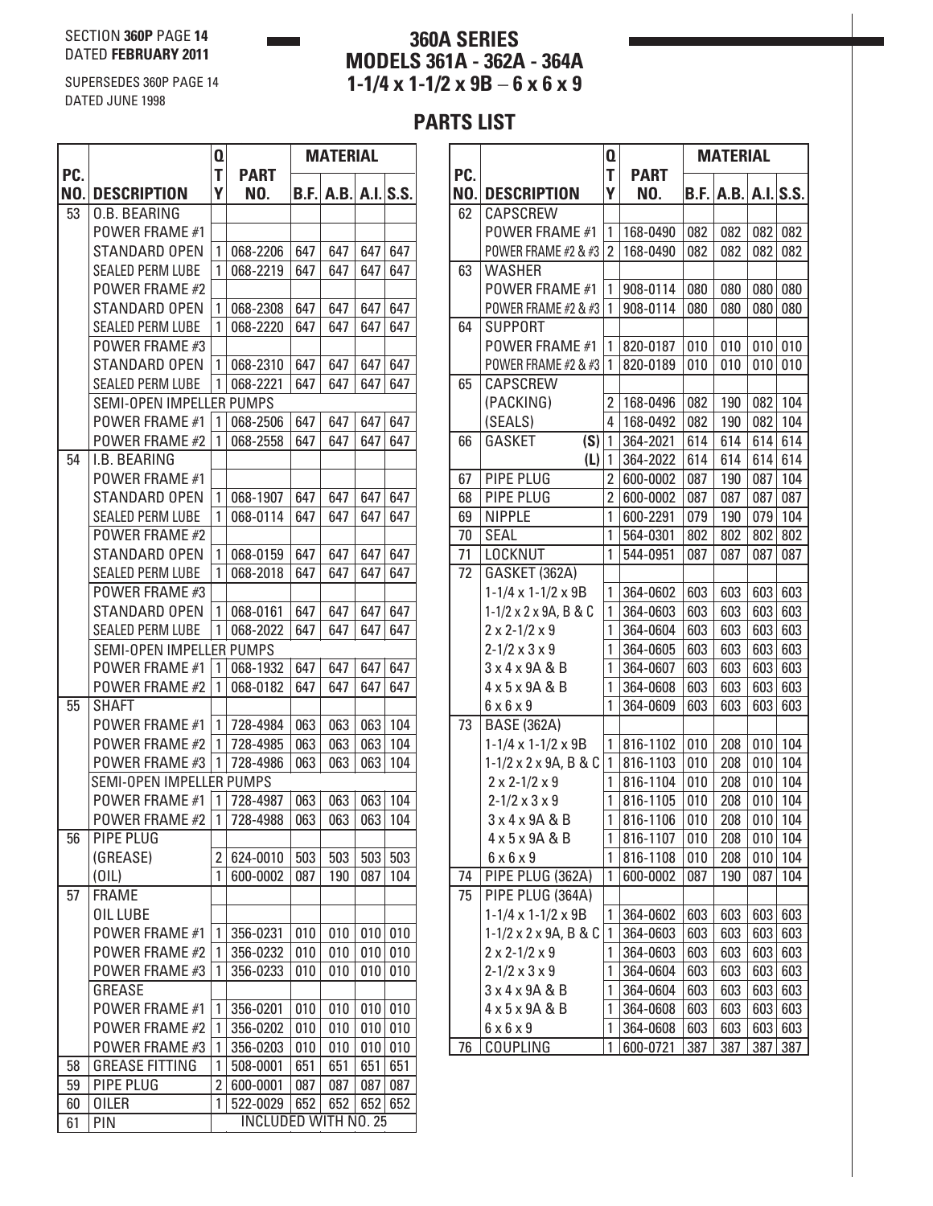SECTION **360P** PAGE **14**
DATED **FEBRUARY 2011**

SUPERSEDES 360P PAGE 14
DATED JUNE 1998

# 360A SERIES
# MODELS 361A - 362A - 364A
# 1-1/4 x 1-1/2 x 9B – 6 x 6 x 9

## PARTS LIST

| PC. NO. | DESCRIPTION | QTY | PART NO. | MATERIAL B.F. | A.B. | A.I. | S.S. |
|---|---|---|---|---|---|---|---|
| 53 | O.B. BEARING | | | | | | |
| | POWER FRAME #1 | | | | | | |
| | STANDARD OPEN | 1 | 068-2206 | 647 | 647 | 647 | 647 |
| | SEALED PERM LUBE | 1 | 068-2219 | 647 | 647 | 647 | 647 |
| | POWER FRAME #2 | | | | | | |
| | STANDARD OPEN | 1 | 068-2308 | 647 | 647 | 647 | 647 |
| | SEALED PERM LUBE | 1 | 068-2220 | 647 | 647 | 647 | 647 |
| | POWER FRAME #3 | | | | | | |
| | STANDARD OPEN | 1 | 068-2310 | 647 | 647 | 647 | 647 |
| | SEALED PERM LUBE | 1 | 068-2221 | 647 | 647 | 647 | 647 |
| | SEMI-OPEN IMPELLER PUMPS | | | | | | |
| | POWER FRAME #1 | 1 | 068-2506 | 647 | 647 | 647 | 647 |
| | POWER FRAME #2 | 1 | 068-2558 | 647 | 647 | 647 | 647 |
| 54 | I.B. BEARING | | | | | | |
| | POWER FRAME #1 | | | | | | |
| | STANDARD OPEN | 1 | 068-1907 | 647 | 647 | 647 | 647 |
| | SEALED PERM LUBE | 1 | 068-0114 | 647 | 647 | 647 | 647 |
| | POWER FRAME #2 | | | | | | |
| | STANDARD OPEN | 1 | 068-0159 | 647 | 647 | 647 | 647 |
| | SEALED PERM LUBE | 1 | 068-2018 | 647 | 647 | 647 | 647 |
| | POWER FRAME #3 | | | | | | |
| | STANDARD OPEN | 1 | 068-0161 | 647 | 647 | 647 | 647 |
| | SEALED PERM LUBE | 1 | 068-2022 | 647 | 647 | 647 | 647 |
| | SEMI-OPEN IMPELLER PUMPS | | | | | | |
| | POWER FRAME #1 | 1 | 068-1932 | 647 | 647 | 647 | 647 |
| | POWER FRAME #2 | 1 | 068-0182 | 647 | 647 | 647 | 647 |
| 55 | SHAFT | | | | | | |
| | POWER FRAME #1 | 1 | 728-4984 | 063 | 063 | 063 | 104 |
| | POWER FRAME #2 | 1 | 728-4985 | 063 | 063 | 063 | 104 |
| | POWER FRAME #3 | 1 | 728-4986 | 063 | 063 | 063 | 104 |
| | SEMI-OPEN IMPELLER PUMPS | | | | | | |
| | POWER FRAME #1 | 1 | 728-4987 | 063 | 063 | 063 | 104 |
| | POWER FRAME #2 | 1 | 728-4988 | 063 | 063 | 063 | 104 |
| 56 | PIPE PLUG | | | | | | |
| | (GREASE) | 2 | 624-0010 | 503 | 503 | 503 | 503 |
| | (OIL) | 1 | 600-0002 | 087 | 190 | 087 | 104 |
| 57 | FRAME | | | | | | |
| | OIL LUBE | | | | | | |
| | POWER FRAME #1 | 1 | 356-0231 | 010 | 010 | 010 | 010 |
| | POWER FRAME #2 | 1 | 356-0232 | 010 | 010 | 010 | 010 |
| | POWER FRAME #3 | 1 | 356-0233 | 010 | 010 | 010 | 010 |
| | GREASE | | | | | | |
| | POWER FRAME #1 | 1 | 356-0201 | 010 | 010 | 010 | 010 |
| | POWER FRAME #2 | 1 | 356-0202 | 010 | 010 | 010 | 010 |
| | POWER FRAME #3 | 1 | 356-0203 | 010 | 010 | 010 | 010 |
| 58 | GREASE FITTING | 1 | 508-0001 | 651 | 651 | 651 | 651 |
| 59 | PIPE PLUG | 2 | 600-0001 | 087 | 087 | 087 | 087 |
| 60 | OILER | 1 | 522-0029 | 652 | 652 | 652 | 652 |
| 61 | PIN | | INCLUDED WITH NO. 25 | | | | |

| PC. NO. | DESCRIPTION | QTY | PART NO. | MATERIAL B.F. | A.B. | A.I. | S.S. |
|---|---|---|---|---|---|---|---|
| 62 | CAPSCREW | | | | | | |
| | POWER FRAME #1 | 1 | 168-0490 | 082 | 082 | 082 | 082 |
| | POWER FRAME #2 & #3 | 2 | 168-0490 | 082 | 082 | 082 | 082 |
| 63 | WASHER | | | | | | |
| | POWER FRAME #1 | 1 | 908-0114 | 080 | 080 | 080 | 080 |
| | POWER FRAME #2 & #3 | 1 | 908-0114 | 080 | 080 | 080 | 080 |
| 64 | SUPPORT | | | | | | |
| | POWER FRAME #1 | 1 | 820-0187 | 010 | 010 | 010 | 010 |
| | POWER FRAME #2 & #3 | 1 | 820-0189 | 010 | 010 | 010 | 010 |
| 65 | CAPSCREW | | | | | | |
| | (PACKING) | 2 | 168-0496 | 082 | 190 | 082 | 104 |
| | (SEALS) | 4 | 168-0492 | 082 | 190 | 082 | 104 |
| 66 | GASKET (S) | 1 | 364-2021 | 614 | 614 | 614 | 614 |
| | (L) | 1 | 364-2022 | 614 | 614 | 614 | 614 |
| 67 | PIPE PLUG | 2 | 600-0002 | 087 | 190 | 087 | 104 |
| 68 | PIPE PLUG | 2 | 600-0002 | 087 | 087 | 087 | 087 |
| 69 | NIPPLE | 1 | 600-2291 | 079 | 190 | 079 | 104 |
| 70 | SEAL | 1 | 564-0301 | 802 | 802 | 802 | 802 |
| 71 | LOCKNUT | 1 | 544-0951 | 087 | 087 | 087 | 087 |
| 72 | GASKET (362A) | | | | | | |
| | 1-1/4 x 1-1/2 x 9B | 1 | 364-0602 | 603 | 603 | 603 | 603 |
| | 1-1/2 x 2 x 9A, B & C | 1 | 364-0603 | 603 | 603 | 603 | 603 |
| | 2 x 2-1/2 x 9 | 1 | 364-0604 | 603 | 603 | 603 | 603 |
| | 2-1/2 x 3 x 9 | 1 | 364-0605 | 603 | 603 | 603 | 603 |
| | 3 x 4 x 9A & B | 1 | 364-0607 | 603 | 603 | 603 | 603 |
| | 4 x 5 x 9A & B | 1 | 364-0608 | 603 | 603 | 603 | 603 |
| | 6 x 6 x 9 | 1 | 364-0609 | 603 | 603 | 603 | 603 |
| 73 | BASE (362A) | | | | | | |
| | 1-1/4 x 1-1/2 x 9B | 1 | 816-1102 | 010 | 208 | 010 | 104 |
| | 1-1/2 x 2 x 9A, B & C | 1 | 816-1103 | 010 | 208 | 010 | 104 |
| | 2 x 2-1/2 x 9 | 1 | 816-1104 | 010 | 208 | 010 | 104 |
| | 2-1/2 x 3 x 9 | 1 | 816-1105 | 010 | 208 | 010 | 104 |
| | 3 x 4 x 9A & B | 1 | 816-1106 | 010 | 208 | 010 | 104 |
| | 4 x 5 x 9A & B | 1 | 816-1107 | 010 | 208 | 010 | 104 |
| | 6 x 6 x 9 | 1 | 816-1108 | 010 | 208 | 010 | 104 |
| 74 | PIPE PLUG (362A) | 1 | 600-0002 | 087 | 190 | 087 | 104 |
| 75 | PIPE PLUG (364A) | | | | | | |
| | 1-1/4 x 1-1/2 x 9B | 1 | 364-0602 | 603 | 603 | 603 | 603 |
| | 1-1/2 x 2 x 9A, B & C | 1 | 364-0603 | 603 | 603 | 603 | 603 |
| | 2 x 2-1/2 x 9 | 1 | 364-0603 | 603 | 603 | 603 | 603 |
| | 2-1/2 x 3 x 9 | 1 | 364-0604 | 603 | 603 | 603 | 603 |
| | 3 x 4 x 9A & B | 1 | 364-0604 | 603 | 603 | 603 | 603 |
| | 4 x 5 x 9A & B | 1 | 364-0608 | 603 | 603 | 603 | 603 |
| | 6 x 6 x 9 | 1 | 364-0608 | 603 | 603 | 603 | 603 |
| 76 | COUPLING | 1 | 600-0721 | 387 | 387 | 387 | 387 |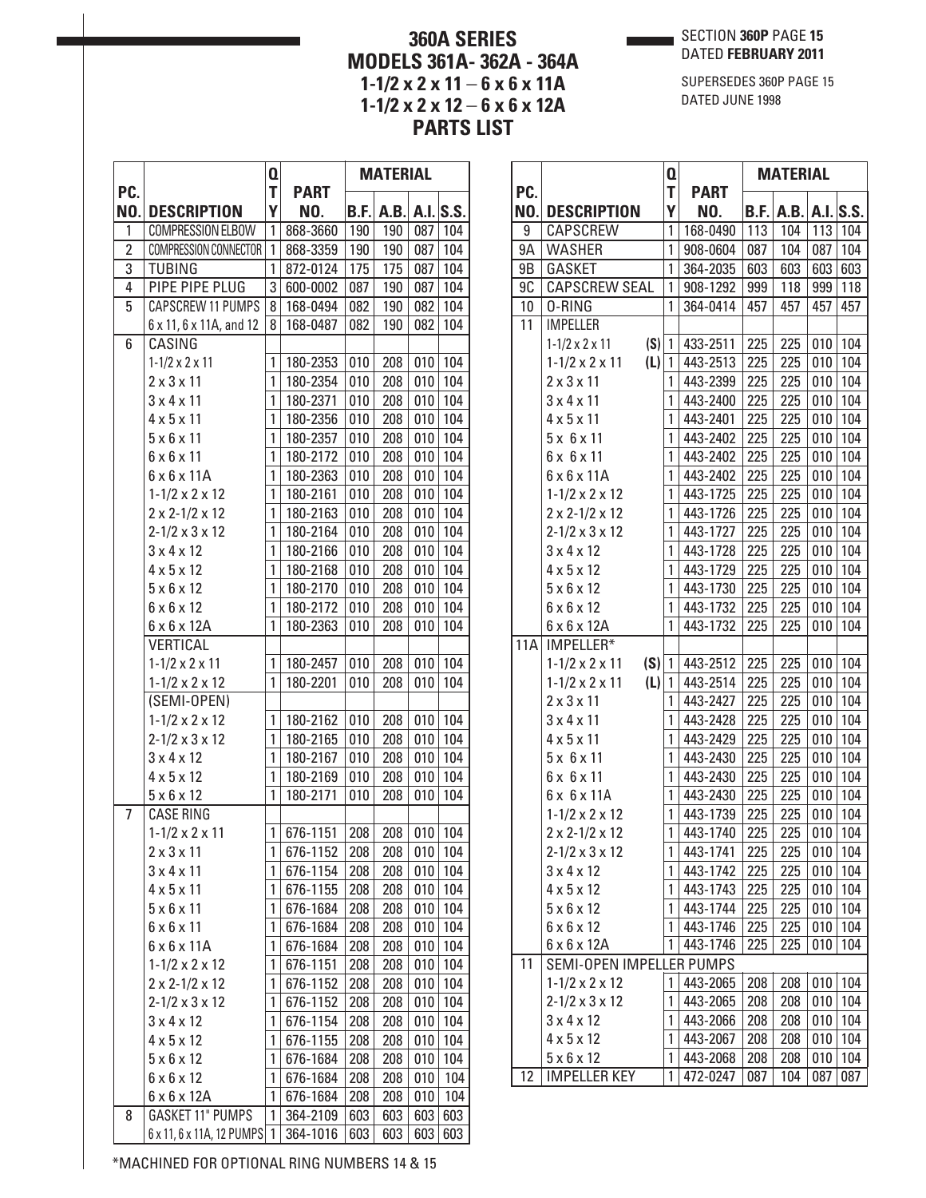# 360A SERIES
# MODELS 361A- 362A - 364A
# 1-1/2 x 2 x 11 – 6 x 6 x 11A
# 1-1/2 x 2 x 12 – 6 x 6 x 12A
# PARTS LIST

SECTION **360P** PAGE **15**
DATED **FEBRUARY 2011**

SUPERSEDES 360P PAGE 15
DATED JUNE 1998

| PC. NO. | DESCRIPTION | QTY | PART NO. | MATERIAL B.F. | A.B. | A.I. | S.S. |
|---|---|---|---|---|---|---|---|
| 1 | COMPRESSION ELBOW | 1 | 868-3660 | 190 | 190 | 087 | 104 |
| 2 | COMPRESSION CONNECTOR | 1 | 868-3359 | 190 | 190 | 087 | 104 |
| 3 | TUBING | 1 | 872-0124 | 175 | 175 | 087 | 104 |
| 4 | PIPE PIPE PLUG | 3 | 600-0002 | 087 | 190 | 087 | 104 |
| 5 | CAPSCREW 11 PUMPS | 8 | 168-0494 | 082 | 190 | 082 | 104 |
| | 6 x 11, 6 x 11A, and 12 | 8 | 168-0487 | 082 | 190 | 082 | 104 |
| 6 | CASING | | | | | | |
| | 1-1/2 x 2 x 11 | 1 | 180-2353 | 010 | 208 | 010 | 104 |
| | 2 x 3 x 11 | 1 | 180-2354 | 010 | 208 | 010 | 104 |
| | 3 x 4 x 11 | 1 | 180-2371 | 010 | 208 | 010 | 104 |
| | 4 x 5 x 11 | 1 | 180-2356 | 010 | 208 | 010 | 104 |
| | 5 x 6 x 11 | 1 | 180-2357 | 010 | 208 | 010 | 104 |
| | 6 x 6 x 11 | 1 | 180-2172 | 010 | 208 | 010 | 104 |
| | 6 x 6 x 11A | 1 | 180-2363 | 010 | 208 | 010 | 104 |
| | 1-1/2 x 2 x 12 | 1 | 180-2161 | 010 | 208 | 010 | 104 |
| | 2 x 2-1/2 x 12 | 1 | 180-2163 | 010 | 208 | 010 | 104 |
| | 2-1/2 x 3 x 12 | 1 | 180-2164 | 010 | 208 | 010 | 104 |
| | 3 x 4 x 12 | 1 | 180-2166 | 010 | 208 | 010 | 104 |
| | 4 x 5 x 12 | 1 | 180-2168 | 010 | 208 | 010 | 104 |
| | 5 x 6 x 12 | 1 | 180-2170 | 010 | 208 | 010 | 104 |
| | 6 x 6 x 12 | 1 | 180-2172 | 010 | 208 | 010 | 104 |
| | 6 x 6 x 12A | 1 | 180-2363 | 010 | 208 | 010 | 104 |
| | VERTICAL | | | | | | |
| | 1-1/2 x 2 x 11 | 1 | 180-2457 | 010 | 208 | 010 | 104 |
| | 1-1/2 x 2 x 12 | 1 | 180-2201 | 010 | 208 | 010 | 104 |
| | (SEMI-OPEN) | | | | | | |
| | 1-1/2 x 2 x 12 | 1 | 180-2162 | 010 | 208 | 010 | 104 |
| | 2-1/2 x 3 x 12 | 1 | 180-2165 | 010 | 208 | 010 | 104 |
| | 3 x 4 x 12 | 1 | 180-2167 | 010 | 208 | 010 | 104 |
| | 4 x 5 x 12 | 1 | 180-2169 | 010 | 208 | 010 | 104 |
| | 5 x 6 x 12 | 1 | 180-2171 | 010 | 208 | 010 | 104 |
| 7 | CASE RING | | | | | | |
| | 1-1/2 x 2 x 11 | 1 | 676-1151 | 208 | 208 | 010 | 104 |
| | 2 x 3 x 11 | 1 | 676-1152 | 208 | 208 | 010 | 104 |
| | 3 x 4 x 11 | 1 | 676-1154 | 208 | 208 | 010 | 104 |
| | 4 x 5 x 11 | 1 | 676-1155 | 208 | 208 | 010 | 104 |
| | 5 x 6 x 11 | 1 | 676-1684 | 208 | 208 | 010 | 104 |
| | 6 x 6 x 11 | 1 | 676-1684 | 208 | 208 | 010 | 104 |
| | 6 x 6 x 11A | 1 | 676-1684 | 208 | 208 | 010 | 104 |
| | 1-1/2 x 2 x 12 | 1 | 676-1151 | 208 | 208 | 010 | 104 |
| | 2 x 2-1/2 x 12 | 1 | 676-1152 | 208 | 208 | 010 | 104 |
| | 2-1/2 x 3 x 12 | 1 | 676-1152 | 208 | 208 | 010 | 104 |
| | 3 x 4 x 12 | 1 | 676-1154 | 208 | 208 | 010 | 104 |
| | 4 x 5 x 12 | 1 | 676-1155 | 208 | 208 | 010 | 104 |
| | 5 x 6 x 12 | 1 | 676-1684 | 208 | 208 | 010 | 104 |
| | 6 x 6 x 12 | 1 | 676-1684 | 208 | 208 | 010 | 104 |
| | 6 x 6 x 12A | 1 | 676-1684 | 208 | 208 | 010 | 104 |
| 8 | GASKET 11" PUMPS | 1 | 364-2109 | 603 | 603 | 603 | 603 |
| | 6 x 11, 6 x 11A, 12 PUMPS | 1 | 364-1016 | 603 | 603 | 603 | 603 |

| PC. NO. | DESCRIPTION | QTY | PART NO. | MATERIAL B.F. | A.B. | A.I. | S.S. |
|---|---|---|---|---|---|---|---|
| 9 | CAPSCREW | 1 | 168-0490 | 113 | 104 | 113 | 104 |
| 9A | WASHER | 1 | 908-0604 | 087 | 104 | 087 | 104 |
| 9B | GASKET | 1 | 364-2035 | 603 | 603 | 603 | 603 |
| 9C | CAPSCREW SEAL | 1 | 908-1292 | 999 | 118 | 999 | 118 |
| 10 | O-RING | 1 | 364-0414 | 457 | 457 | 457 | 457 |
| 11 | IMPELLER | | | | | | |
| | 1-1/2 x 2 x 11 **(S)** | 1 | 433-2511 | 225 | 225 | 010 | 104 |
| | 1-1/2 x 2 x 11 **(L)** | 1 | 443-2513 | 225 | 225 | 010 | 104 |
| | 2 x 3 x 11 | 1 | 443-2399 | 225 | 225 | 010 | 104 |
| | 3 x 4 x 11 | 1 | 443-2400 | 225 | 225 | 010 | 104 |
| | 4 x 5 x 11 | 1 | 443-2401 | 225 | 225 | 010 | 104 |
| | 5 x 6 x 11 | 1 | 443-2402 | 225 | 225 | 010 | 104 |
| | 6 x 6 x 11 | 1 | 443-2402 | 225 | 225 | 010 | 104 |
| | 6 x 6 x 11A | 1 | 443-2402 | 225 | 225 | 010 | 104 |
| | 1-1/2 x 2 x 12 | 1 | 443-1725 | 225 | 225 | 010 | 104 |
| | 2 x 2-1/2 x 12 | 1 | 443-1726 | 225 | 225 | 010 | 104 |
| | 2-1/2 x 3 x 12 | 1 | 443-1727 | 225 | 225 | 010 | 104 |
| | 3 x 4 x 12 | 1 | 443-1728 | 225 | 225 | 010 | 104 |
| | 4 x 5 x 12 | 1 | 443-1729 | 225 | 225 | 010 | 104 |
| | 5 x 6 x 12 | 1 | 443-1730 | 225 | 225 | 010 | 104 |
| | 6 x 6 x 12 | 1 | 443-1732 | 225 | 225 | 010 | 104 |
| | 6 x 6 x 12A | 1 | 443-1732 | 225 | 225 | 010 | 104 |
| 11A | IMPELLER* | | | | | | |
| | 1-1/2 x 2 x 11 **(S)** | 1 | 443-2512 | 225 | 225 | 010 | 104 |
| | 1-1/2 x 2 x 11 **(L)** | 1 | 443-2514 | 225 | 225 | 010 | 104 |
| | 2 x 3 x 11 | 1 | 443-2427 | 225 | 225 | 010 | 104 |
| | 3 x 4 x 11 | 1 | 443-2428 | 225 | 225 | 010 | 104 |
| | 4 x 5 x 11 | 1 | 443-2429 | 225 | 225 | 010 | 104 |
| | 5 x 6 x 11 | 1 | 443-2430 | 225 | 225 | 010 | 104 |
| | 6 x 6 x 11 | 1 | 443-2430 | 225 | 225 | 010 | 104 |
| | 6 x 6 x 11A | 1 | 443-2430 | 225 | 225 | 010 | 104 |
| | 1-1/2 x 2 x 12 | 1 | 443-1739 | 225 | 225 | 010 | 104 |
| | 2 x 2-1/2 x 12 | 1 | 443-1740 | 225 | 225 | 010 | 104 |
| | 2-1/2 x 3 x 12 | 1 | 443-1741 | 225 | 225 | 010 | 104 |
| | 3 x 4 x 12 | 1 | 443-1742 | 225 | 225 | 010 | 104 |
| | 4 x 5 x 12 | 1 | 443-1743 | 225 | 225 | 010 | 104 |
| | 5 x 6 x 12 | 1 | 443-1744 | 225 | 225 | 010 | 104 |
| | 6 x 6 x 12 | 1 | 443-1746 | 225 | 225 | 010 | 104 |
| | 6 x 6 x 12A | 1 | 443-1746 | 225 | 225 | 010 | 104 |
| 11 | SEMI-OPEN IMPELLER PUMPS | | | | | | |
| | 1-1/2 x 2 x 12 | 1 | 443-2065 | 208 | 208 | 010 | 104 |
| | 2-1/2 x 3 x 12 | 1 | 443-2065 | 208 | 208 | 010 | 104 |
| | 3 x 4 x 12 | 1 | 443-2066 | 208 | 208 | 010 | 104 |
| | 4 x 5 x 12 | 1 | 443-2067 | 208 | 208 | 010 | 104 |
| | 5 x 6 x 12 | 1 | 443-2068 | 208 | 208 | 010 | 104 |
| 12 | IMPELLER KEY | 1 | 472-0247 | 087 | 104 | 087 | 087 |

*MACHINED FOR OPTIONAL RING NUMBERS 14 & 15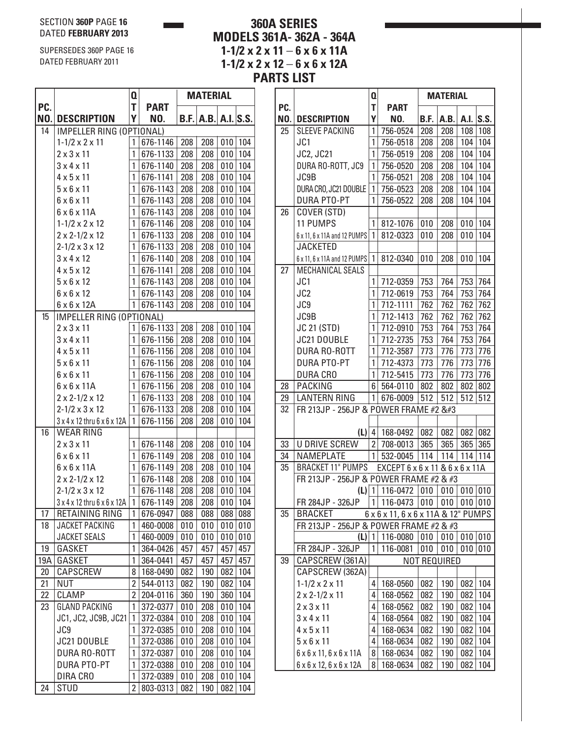SECTION **360P** PAGE **16**
DATED **FEBRUARY 2013**

SUPERSEDES 360P PAGE 16
DATED FEBRUARY 2011

# 360A SERIES
## MODELS 361A- 362A - 364A
## 1-1/2 x 2 x 11 – 6 x 6 x 11A
## 1-1/2 x 2 x 12 – 6 x 6 x 12A
## PARTS LIST

| PC. NO. | DESCRIPTION | QTY | PART NO. | MATERIAL B.F. | A.B. | A.I. | S.S. |
|---|---|---|---|---|---|---|---|
| 14 | IMPELLER RING (OPTIONAL) | | | | | | |
| | 1-1/2 x 2 x 11 | 1 | 676-1146 | 208 | 208 | 010 | 104 |
| | 2 x 3 x 11 | 1 | 676-1133 | 208 | 208 | 010 | 104 |
| | 3 x 4 x 11 | 1 | 676-1140 | 208 | 208 | 010 | 104 |
| | 4 x 5 x 11 | 1 | 676-1141 | 208 | 208 | 010 | 104 |
| | 5 x 6 x 11 | 1 | 676-1143 | 208 | 208 | 010 | 104 |
| | 6 x 6 x 11 | 1 | 676-1143 | 208 | 208 | 010 | 104 |
| | 6 x 6 x 11A | 1 | 676-1143 | 208 | 208 | 010 | 104 |
| | 1-1/2 x 2 x 12 | 1 | 676-1146 | 208 | 208 | 010 | 104 |
| | 2 x 2-1/2 x 12 | 1 | 676-1133 | 208 | 208 | 010 | 104 |
| | 2-1/2 x 3 x 12 | 1 | 676-1133 | 208 | 208 | 010 | 104 |
| | 3 x 4 x 12 | 1 | 676-1140 | 208 | 208 | 010 | 104 |
| | 4 x 5 x 12 | 1 | 676-1141 | 208 | 208 | 010 | 104 |
| | 5 x 6 x 12 | 1 | 676-1143 | 208 | 208 | 010 | 104 |
| | 6 x 6 x 12 | 1 | 676-1143 | 208 | 208 | 010 | 104 |
| | 6 x 6 x 12A | 1 | 676-1143 | 208 | 208 | 010 | 104 |
| 15 | IMPELLER RING (OPTIONAL) | | | | | | |
| | 2 x 3 x 11 | 1 | 676-1133 | 208 | 208 | 010 | 104 |
| | 3 x 4 x 11 | 1 | 676-1156 | 208 | 208 | 010 | 104 |
| | 4 x 5 x 11 | 1 | 676-1156 | 208 | 208 | 010 | 104 |
| | 5 x 6 x 11 | 1 | 676-1156 | 208 | 208 | 010 | 104 |
| | 6 x 6 x 11 | 1 | 676-1156 | 208 | 208 | 010 | 104 |
| | 6 x 6 x 11A | 1 | 676-1156 | 208 | 208 | 010 | 104 |
| | 2 x 2-1/2 x 12 | 1 | 676-1133 | 208 | 208 | 010 | 104 |
| | 2-1/2 x 3 x 12 | 1 | 676-1133 | 208 | 208 | 010 | 104 |
| | 3 x 4 x 12 thru 6 x 6 x 12A | 1 | 676-1156 | 208 | 208 | 010 | 104 |
| 16 | WEAR RING | | | | | | |
| | 2 x 3 x 11 | 1 | 676-1148 | 208 | 208 | 010 | 104 |
| | 6 x 6 x 11 | 1 | 676-1149 | 208 | 208 | 010 | 104 |
| | 6 x 6 x 11A | 1 | 676-1149 | 208 | 208 | 010 | 104 |
| | 2 x 2-1/2 x 12 | 1 | 676-1148 | 208 | 208 | 010 | 104 |
| | 2-1/2 x 3 x 12 | 1 | 676-1148 | 208 | 208 | 010 | 104 |
| | 3 x 4 x 12 thru 6 x 6 x 12A | 1 | 676-1149 | 208 | 208 | 010 | 104 |
| 17 | RETAINING RING | 1 | 676-0947 | 088 | 088 | 088 | 088 |
| 18 | JACKET PACKING | 1 | 460-0008 | 010 | 010 | 010 | 010 |
| | JACKET SEALS | 1 | 460-0009 | 010 | 010 | 010 | 010 |
| 19 | GASKET | 1 | 364-0426 | 457 | 457 | 457 | 457 |
| 19A | GASKET | 1 | 364-0441 | 457 | 457 | 457 | 457 |
| 20 | CAPSCREW | 8 | 168-0490 | 082 | 190 | 082 | 104 |
| 21 | NUT | 2 | 544-0113 | 082 | 190 | 082 | 104 |
| 22 | CLAMP | 2 | 204-0116 | 360 | 190 | 360 | 104 |
| 23 | GLAND PACKING | 1 | 372-0377 | 010 | 208 | 010 | 104 |
| | JC1, JC2, JC9B, JC21 | 1 | 372-0384 | 010 | 208 | 010 | 104 |
| | JC9 | 1 | 372-0385 | 010 | 208 | 010 | 104 |
| | JC21 DOUBLE | 1 | 372-0386 | 010 | 208 | 010 | 104 |
| | DURA RO-ROTT | 1 | 372-0387 | 010 | 208 | 010 | 104 |
| | DURA PTO-PT | 1 | 372-0388 | 010 | 208 | 010 | 104 |
| | DIRA CRO | 1 | 372-0389 | 010 | 208 | 010 | 104 |
| 24 | STUD | 2 | 803-0313 | 082 | 190 | 082 | 104 |
| 25 | SLEEVE PACKING | 1 | 756-0524 | 208 | 208 | 108 | 108 |
| | JC1 | 1 | 756-0518 | 208 | 208 | 104 | 104 |
| | JC2, JC21 | 1 | 756-0519 | 208 | 208 | 104 | 104 |
| | DURA RO-ROTT, JC9 | 1 | 756-0520 | 208 | 208 | 104 | 104 |
| | JC9B | 1 | 756-0521 | 208 | 208 | 104 | 104 |
| | DURA CRO, JC21 DOUBLE | 1 | 756-0523 | 208 | 208 | 104 | 104 |
| | DURA PTO-PT | 1 | 756-0522 | 208 | 208 | 104 | 104 |
| 26 | COVER (STD) | | | | | | |
| | 11 PUMPS | 1 | 812-1076 | 010 | 208 | 010 | 104 |
| | 6 x 11, 6 x 11A and 12 PUMPS | 1 | 812-0323 | 010 | 208 | 010 | 104 |
| | JACKETED | | | | | | |
| | 6 x 11, 6 x 11A and 12 PUMPS | 1 | 812-0340 | 010 | 208 | 010 | 104 |
| 27 | MECHANICAL SEALS | | | | | | |
| | JC1 | 1 | 712-0359 | 753 | 764 | 753 | 764 |
| | JC2 | 1 | 712-0619 | 753 | 764 | 753 | 764 |
| | JC9 | 1 | 712-1111 | 762 | 762 | 762 | 762 |
| | JC9B | 1 | 712-1413 | 762 | 762 | 762 | 762 |
| | JC 21 (STD) | 1 | 712-0910 | 753 | 764 | 753 | 764 |
| | JC21 DOUBLE | 1 | 712-2735 | 753 | 764 | 753 | 764 |
| | DURA RO-ROTT | 1 | 712-3587 | 773 | 776 | 773 | 776 |
| | DURA PTO-PT | 1 | 712-4373 | 773 | 776 | 773 | 776 |
| | DURA CRO | 1 | 712-5415 | 773 | 776 | 773 | 776 |
| 28 | PACKING | 6 | 564-0110 | 802 | 802 | 802 | 802 |
| 29 | LANTERN RING | 1 | 676-0009 | 512 | 512 | 512 | 512 |
| 32 | FR 213JP - 256JP & POWER FRAME #2 &#3 | | | | | | |
| | (L) | 4 | 168-0492 | 082 | 082 | 082 | 082 |
| 33 | U DRIVE SCREW | 2 | 708-0013 | 365 | 365 | 365 | 365 |
| 34 | NAMEPLATE | 1 | 532-0045 | 114 | 114 | 114 | 114 |
| 35 | BRACKET 11" PUMPS EXCEPT 6 x 6 x 11 & 6 x 6 x 11A | | | | | | |
| | FR 213JP - 256JP & POWER FRAME #2 & #3 | | | | | | |
| | (L) | 1 | 116-0472 | 010 | 010 | 010 | 010 |
| | FR 284JP - 326JP | 1 | 116-0473 | 010 | 010 | 010 | 010 |
| 35 | BRACKET 6 x 6 x 11, 6 x 6 x 11A & 12" PUMPS | | | | | | |
| | FR 213JP - 256JP & POWER FRAME #2 & #3 | | | | | | |
| | (L) | 1 | 116-0080 | 010 | 010 | 010 | 010 |
| | FR 284JP - 326JP | 1 | 116-0081 | 010 | 010 | 010 | 010 |
| 39 | CAPSCREW (361A) | | | NOT REQUIRED | | | |
| | CAPSCREW (362A) | | | | | | |
| | 1-1/2 x 2 x 11 | 4 | 168-0560 | 082 | 190 | 082 | 104 |
| | 2 x 2-1/2 x 11 | 4 | 168-0562 | 082 | 190 | 082 | 104 |
| | 2 x 3 x 11 | 4 | 168-0562 | 082 | 190 | 082 | 104 |
| | 3 x 4 x 11 | 4 | 168-0564 | 082 | 190 | 082 | 104 |
| | 4 x 5 x 11 | 4 | 168-0634 | 082 | 190 | 082 | 104 |
| | 5 x 6 x 11 | 4 | 168-0634 | 082 | 190 | 082 | 104 |
| | 6 x 6 x 11, 6 x 6 x 11A | 8 | 168-0634 | 082 | 190 | 082 | 104 |
| | 6 x 6 x 12, 6 x 6 x 12A | 8 | 168-0634 | 082 | 190 | 082 | 104 |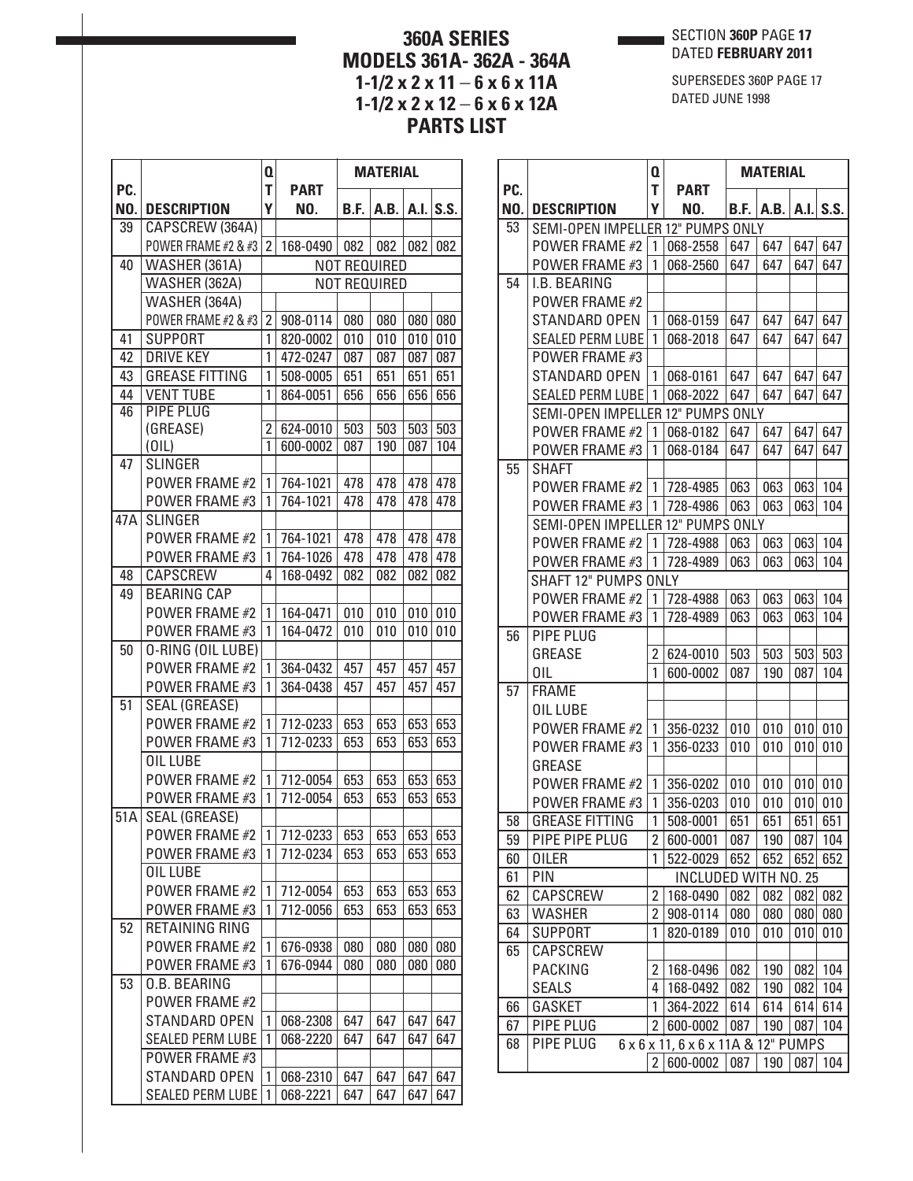# 360A SERIES
# MODELS 361A- 362A - 364A
# 1-1/2 x 2 x 11 – 6 x 6 x 11A
# 1-1/2 x 2 x 12 – 6 x 6 x 12A
# PARTS LIST

SECTION **360P** PAGE **17**
DATED **FEBRUARY 2011**

SUPERSEDES 360P PAGE 17
DATED JUNE 1998

| PC. NO. | DESCRIPTION | QTY | PART NO. | MATERIAL | | | |
|---|---|---|---|---|---|---|---|
| | | | | B.F. | A.B. | A.I. | S.S. |
| 39 | CAPSCREW (364A) | | | | | | |
| | POWER FRAME #2 & #3 | 2 | 168-0490 | 082 | 082 | 082 | 082 |
| 40 | WASHER (361A) | | NOT REQUIRED | | | | |
| | WASHER (362A) | | NOT REQUIRED | | | | |
| | WASHER (364A) | | | | | | |
| | POWER FRAME #2 & #3 | 2 | 908-0114 | 080 | 080 | 080 | 080 |
| 41 | SUPPORT | 1 | 820-0002 | 010 | 010 | 010 | 010 |
| 42 | DRIVE KEY | 1 | 472-0247 | 087 | 087 | 087 | 087 |
| 43 | GREASE FITTING | 1 | 508-0005 | 651 | 651 | 651 | 651 |
| 44 | VENT TUBE | 1 | 864-0051 | 656 | 656 | 656 | 656 |
| 46 | PIPE PLUG | | | | | | |
| | (GREASE) | 2 | 624-0010 | 503 | 503 | 503 | 503 |
| | (OIL) | 1 | 600-0002 | 087 | 190 | 087 | 104 |
| 47 | SLINGER | | | | | | |
| | POWER FRAME #2 | 1 | 764-1021 | 478 | 478 | 478 | 478 |
| | POWER FRAME #3 | 1 | 764-1021 | 478 | 478 | 478 | 478 |
| 47A | SLINGER | | | | | | |
| | POWER FRAME #2 | 1 | 764-1021 | 478 | 478 | 478 | 478 |
| | POWER FRAME #3 | 1 | 764-1026 | 478 | 478 | 478 | 478 |
| 48 | CAPSCREW | 4 | 168-0492 | 082 | 082 | 082 | 082 |
| 49 | BEARING CAP | | | | | | |
| | POWER FRAME #2 | 1 | 164-0471 | 010 | 010 | 010 | 010 |
| | POWER FRAME #3 | 1 | 164-0472 | 010 | 010 | 010 | 010 |
| 50 | O-RING (OIL LUBE) | | | | | | |
| | POWER FRAME #2 | 1 | 364-0432 | 457 | 457 | 457 | 457 |
| | POWER FRAME #3 | 1 | 364-0438 | 457 | 457 | 457 | 457 |
| 51 | SEAL (GREASE) | | | | | | |
| | POWER FRAME #2 | 1 | 712-0233 | 653 | 653 | 653 | 653 |
| | POWER FRAME #3 | 1 | 712-0233 | 653 | 653 | 653 | 653 |
| | OIL LUBE | | | | | | |
| | POWER FRAME #2 | 1 | 712-0054 | 653 | 653 | 653 | 653 |
| | POWER FRAME #3 | 1 | 712-0054 | 653 | 653 | 653 | 653 |
| 51A | SEAL (GREASE) | | | | | | |
| | POWER FRAME #2 | 1 | 712-0233 | 653 | 653 | 653 | 653 |
| | POWER FRAME #3 | 1 | 712-0234 | 653 | 653 | 653 | 653 |
| | OIL LUBE | | | | | | |
| | POWER FRAME #2 | 1 | 712-0054 | 653 | 653 | 653 | 653 |
| | POWER FRAME #3 | 1 | 712-0056 | 653 | 653 | 653 | 653 |
| 52 | RETAINING RING | | | | | | |
| | POWER FRAME #2 | 1 | 676-0938 | 080 | 080 | 080 | 080 |
| | POWER FRAME #3 | 1 | 676-0944 | 080 | 080 | 080 | 080 |
| 53 | O.B. BEARING | | | | | | |
| | POWER FRAME #2 | | | | | | |
| | STANDARD OPEN | 1 | 068-2308 | 647 | 647 | 647 | 647 |
| | SEALED PERM LUBE | 1 | 068-2220 | 647 | 647 | 647 | 647 |
| | POWER FRAME #3 | | | | | | |
| | STANDARD OPEN | 1 | 068-2310 | 647 | 647 | 647 | 647 |
| | SEALED PERM LUBE | 1 | 068-2221 | 647 | 647 | 647 | 647 |

| PC. NO. | DESCRIPTION | QTY | PART NO. | MATERIAL | | | |
|---|---|---|---|---|---|---|---|
| | | | | B.F. | A.B. | A.I. | S.S. |
| 53 | SEMI-OPEN IMPELLER 12" PUMPS ONLY | | | | | | |
| | POWER FRAME #2 | 1 | 068-2558 | 647 | 647 | 647 | 647 |
| | POWER FRAME #3 | 1 | 068-2560 | 647 | 647 | 647 | 647 |
| 54 | I.B. BEARING | | | | | | |
| | POWER FRAME #2 | | | | | | |
| | STANDARD OPEN | 1 | 068-0159 | 647 | 647 | 647 | 647 |
| | SEALED PERM LUBE | 1 | 068-2018 | 647 | 647 | 647 | 647 |
| | POWER FRAME #3 | | | | | | |
| | STANDARD OPEN | 1 | 068-0161 | 647 | 647 | 647 | 647 |
| | SEALED PERM LUBE | 1 | 068-2022 | 647 | 647 | 647 | 647 |
| | SEMI-OPEN IMPELLER 12" PUMPS ONLY | | | | | | |
| | POWER FRAME #2 | 1 | 068-0182 | 647 | 647 | 647 | 647 |
| | POWER FRAME #3 | 1 | 068-0184 | 647 | 647 | 647 | 647 |
| 55 | SHAFT | | | | | | |
| | POWER FRAME #2 | 1 | 728-4985 | 063 | 063 | 063 | 104 |
| | POWER FRAME #3 | 1 | 728-4986 | 063 | 063 | 063 | 104 |
| | SEMI-OPEN IMPELLER 12" PUMPS ONLY | | | | | | |
| | POWER FRAME #2 | 1 | 728-4988 | 063 | 063 | 063 | 104 |
| | POWER FRAME #3 | 1 | 728-4989 | 063 | 063 | 063 | 104 |
| | SHAFT 12" PUMPS ONLY | | | | | | |
| | POWER FRAME #2 | 1 | 728-4988 | 063 | 063 | 063 | 104 |
| | POWER FRAME #3 | 1 | 728-4989 | 063 | 063 | 063 | 104 |
| 56 | PIPE PLUG | | | | | | |
| | GREASE | 2 | 624-0010 | 503 | 503 | 503 | 503 |
| | OIL | 1 | 600-0002 | 087 | 190 | 087 | 104 |
| 57 | FRAME | | | | | | |
| | OIL LUBE | | | | | | |
| | POWER FRAME #2 | 1 | 356-0232 | 010 | 010 | 010 | 010 |
| | POWER FRAME #3 | 1 | 356-0233 | 010 | 010 | 010 | 010 |
| | GREASE | | | | | | |
| | POWER FRAME #2 | 1 | 356-0202 | 010 | 010 | 010 | 010 |
| | POWER FRAME #3 | 1 | 356-0203 | 010 | 010 | 010 | 010 |
| 58 | GREASE FITTING | 1 | 508-0001 | 651 | 651 | 651 | 651 |
| 59 | PIPE PIPE PLUG | 2 | 600-0001 | 087 | 190 | 087 | 104 |
| 60 | OILER | 1 | 522-0029 | 652 | 652 | 652 | 652 |
| 61 | PIN | | INCLUDED WITH NO. 25 | | | | |
| 62 | CAPSCREW | 2 | 168-0490 | 082 | 082 | 082 | 082 |
| 63 | WASHER | 2 | 908-0114 | 080 | 080 | 080 | 080 |
| 64 | SUPPORT | 1 | 820-0189 | 010 | 010 | 010 | 010 |
| 65 | CAPSCREW | | | | | | |
| | PACKING | 2 | 168-0496 | 082 | 190 | 082 | 104 |
| | SEALS | 4 | 168-0492 | 082 | 190 | 082 | 104 |
| 66 | GASKET | 1 | 364-2022 | 614 | 614 | 614 | 614 |
| 67 | PIPE PLUG | 2 | 600-0002 | 087 | 190 | 087 | 104 |
| 68 | PIPE PLUG 6 x 6 x 11, 6 x 6 x 11A & 12" PUMPS | | | | | | |
| | | 2 | 600-0002 | 087 | 190 | 087 | 104 |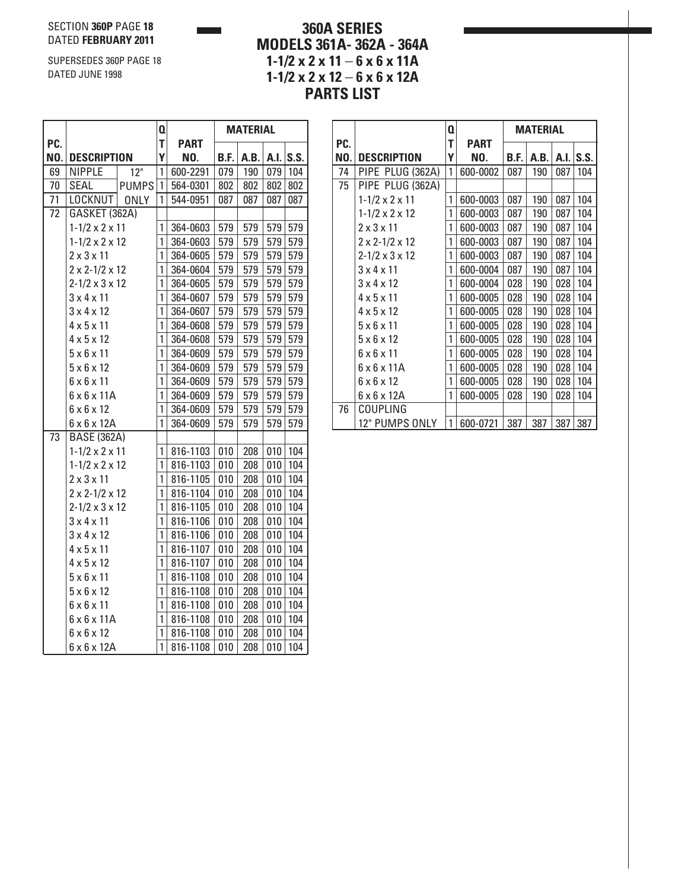SECTION **360P** PAGE **18**
DATED **FEBRUARY 2011**

SUPERSEDES 360P PAGE 18
DATED JUNE 1998

# 360A SERIES
# MODELS 361A- 362A - 364A
# 1-1/2 x 2 x 11 – 6 x 6 x 11A
# 1-1/2 x 2 x 12 – 6 x 6 x 12A
# PARTS LIST

| PC. NO. | DESCRIPTION | QTY | PART NO. | MATERIAL B.F. | A.B. | A.I. | S.S. |
|---|---|---|---|---|---|---|---|
| 69 | NIPPLE 12" | 1 | 600-2291 | 079 | 190 | 079 | 104 |
| 70 | SEAL PUMPS | 1 | 564-0301 | 802 | 802 | 802 | 802 |
| 71 | LOCKNUT ONLY | 1 | 544-0951 | 087 | 087 | 087 | 087 |
| 72 | GASKET (362A) | | | | | | |
| | 1-1/2 x 2 x 11 | 1 | 364-0603 | 579 | 579 | 579 | 579 |
| | 1-1/2 x 2 x 12 | 1 | 364-0603 | 579 | 579 | 579 | 579 |
| | 2 x 3 x 11 | 1 | 364-0605 | 579 | 579 | 579 | 579 |
| | 2 x 2-1/2 x 12 | 1 | 364-0604 | 579 | 579 | 579 | 579 |
| | 2-1/2 x 3 x 12 | 1 | 364-0605 | 579 | 579 | 579 | 579 |
| | 3 x 4 x 11 | 1 | 364-0607 | 579 | 579 | 579 | 579 |
| | 3 x 4 x 12 | 1 | 364-0607 | 579 | 579 | 579 | 579 |
| | 4 x 5 x 11 | 1 | 364-0608 | 579 | 579 | 579 | 579 |
| | 4 x 5 x 12 | 1 | 364-0608 | 579 | 579 | 579 | 579 |
| | 5 x 6 x 11 | 1 | 364-0609 | 579 | 579 | 579 | 579 |
| | 5 x 6 x 12 | 1 | 364-0609 | 579 | 579 | 579 | 579 |
| | 6 x 6 x 11 | 1 | 364-0609 | 579 | 579 | 579 | 579 |
| | 6 x 6 x 11A | 1 | 364-0609 | 579 | 579 | 579 | 579 |
| | 6 x 6 x 12 | 1 | 364-0609 | 579 | 579 | 579 | 579 |
| | 6 x 6 x 12A | 1 | 364-0609 | 579 | 579 | 579 | 579 |
| 73 | BASE (362A) | | | | | | |
| | 1-1/2 x 2 x 11 | 1 | 816-1103 | 010 | 208 | 010 | 104 |
| | 1-1/2 x 2 x 12 | 1 | 816-1103 | 010 | 208 | 010 | 104 |
| | 2 x 3 x 11 | 1 | 816-1105 | 010 | 208 | 010 | 104 |
| | 2 x 2-1/2 x 12 | 1 | 816-1104 | 010 | 208 | 010 | 104 |
| | 2-1/2 x 3 x 12 | 1 | 816-1105 | 010 | 208 | 010 | 104 |
| | 3 x 4 x 11 | 1 | 816-1106 | 010 | 208 | 010 | 104 |
| | 3 x 4 x 12 | 1 | 816-1106 | 010 | 208 | 010 | 104 |
| | 4 x 5 x 11 | 1 | 816-1107 | 010 | 208 | 010 | 104 |
| | 4 x 5 x 12 | 1 | 816-1107 | 010 | 208 | 010 | 104 |
| | 5 x 6 x 11 | 1 | 816-1108 | 010 | 208 | 010 | 104 |
| | 5 x 6 x 12 | 1 | 816-1108 | 010 | 208 | 010 | 104 |
| | 6 x 6 x 11 | 1 | 816-1108 | 010 | 208 | 010 | 104 |
| | 6 x 6 x 11A | 1 | 816-1108 | 010 | 208 | 010 | 104 |
| | 6 x 6 x 12 | 1 | 816-1108 | 010 | 208 | 010 | 104 |
| | 6 x 6 x 12A | 1 | 816-1108 | 010 | 208 | 010 | 104 |
| 74 | PIPE PLUG (362A) | 1 | 600-0002 | 087 | 190 | 087 | 104 |
| 75 | PIPE PLUG (362A) | | | | | | |
| | 1-1/2 x 2 x 11 | 1 | 600-0003 | 087 | 190 | 087 | 104 |
| | 1-1/2 x 2 x 12 | 1 | 600-0003 | 087 | 190 | 087 | 104 |
| | 2 x 3 x 11 | 1 | 600-0003 | 087 | 190 | 087 | 104 |
| | 2 x 2-1/2 x 12 | 1 | 600-0003 | 087 | 190 | 087 | 104 |
| | 2-1/2 x 3 x 12 | 1 | 600-0003 | 087 | 190 | 087 | 104 |
| | 3 x 4 x 11 | 1 | 600-0004 | 087 | 190 | 087 | 104 |
| | 3 x 4 x 12 | 1 | 600-0004 | 028 | 190 | 028 | 104 |
| | 4 x 5 x 11 | 1 | 600-0005 | 028 | 190 | 028 | 104 |
| | 4 x 5 x 12 | 1 | 600-0005 | 028 | 190 | 028 | 104 |
| | 5 x 6 x 11 | 1 | 600-0005 | 028 | 190 | 028 | 104 |
| | 5 x 6 x 12 | 1 | 600-0005 | 028 | 190 | 028 | 104 |
| | 6 x 6 x 11 | 1 | 600-0005 | 028 | 190 | 028 | 104 |
| | 6 x 6 x 11A | 1 | 600-0005 | 028 | 190 | 028 | 104 |
| | 6 x 6 x 12 | 1 | 600-0005 | 028 | 190 | 028 | 104 |
| | 6 x 6 x 12A | 1 | 600-0005 | 028 | 190 | 028 | 104 |
| 76 | COUPLING | | | | | | |
| | 12" PUMPS ONLY | 1 | 600-0721 | 387 | 387 | 387 | 387 |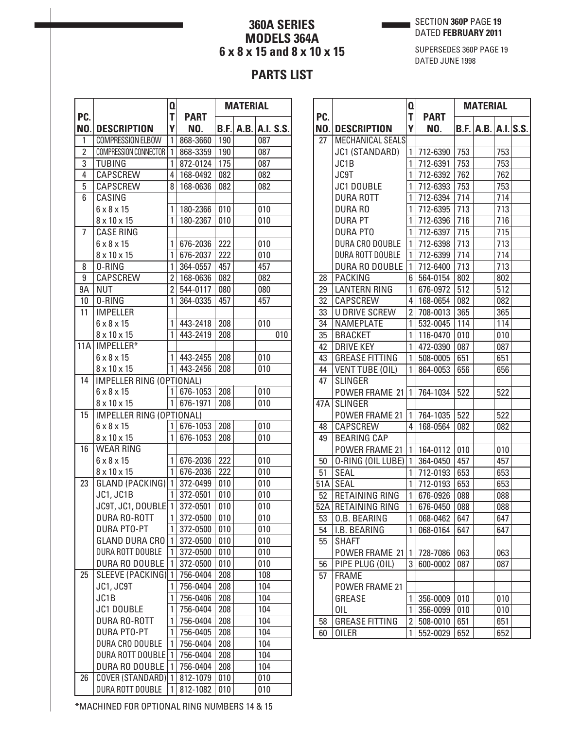# 360A SERIES
# MODELS 364A
# 6 x 8 x 15 and 8 x 10 x 15

SECTION **360P** PAGE **19**
DATED **FEBRUARY 2011**

SUPERSEDES 360P PAGE 19
DATED JUNE 1998

## PARTS LIST

| PC. NO. | DESCRIPTION | QTY | PART NO. | MATERIAL B.F. | A.B. | A.I. | S.S. |
|---|---|---|---|---|---|---|---|
| 1 | COMPRESSION ELBOW | 1 | 868-3660 | 190 | | 087 | |
| 2 | COMPRESSION CONNECTOR | 1 | 868-3359 | 190 | | 087 | |
| 3 | TUBING | 1 | 872-0124 | 175 | | 087 | |
| 4 | CAPSCREW | 4 | 168-0492 | 082 | | 082 | |
| 5 | CAPSCREW | 8 | 168-0636 | 082 | | 082 | |
| 6 | CASING | | | | | | |
| | 6 x 8 x 15 | 1 | 180-2366 | 010 | | 010 | |
| | 8 x 10 x 15 | 1 | 180-2367 | 010 | | 010 | |
| 7 | CASE RING | | | | | | |
| | 6 x 8 x 15 | 1 | 676-2036 | 222 | | 010 | |
| | 8 x 10 x 15 | 1 | 676-2037 | 222 | | 010 | |
| 8 | O-RING | 1 | 364-0557 | 457 | | 457 | |
| 9 | CAPSCREW | 2 | 168-0636 | 082 | | 082 | |
| 9A | NUT | 2 | 544-0117 | 080 | | 080 | |
| 10 | O-RING | 1 | 364-0335 | 457 | | 457 | |
| 11 | IMPELLER | | | | | | |
| | 6 x 8 x 15 | 1 | 443-2418 | 208 | | 010 | |
| | 8 x 10 x 15 | 1 | 443-2419 | 208 | | | 010 |
| 11A | IMPELLER* | | | | | | |
| | 6 x 8 x 15 | 1 | 443-2455 | 208 | | 010 | |
| | 8 x 10 x 15 | 1 | 443-2456 | 208 | | 010 | |
| 14 | IMPELLER RING (OPTIONAL) | | | | | | |
| | 6 x 8 x 15 | 1 | 676-1053 | 208 | | 010 | |
| | 8 x 10 x 15 | 1 | 676-1971 | 208 | | 010 | |
| 15 | IMPELLER RING (OPTIONAL) | | | | | | |
| | 6 x 8 x 15 | 1 | 676-1053 | 208 | | 010 | |
| | 8 x 10 x 15 | 1 | 676-1053 | 208 | | 010 | |
| 16 | WEAR RING | | | | | | |
| | 6 x 8 x 15 | 1 | 676-2036 | 222 | | 010 | |
| | 8 x 10 x 15 | 1 | 676-2036 | 222 | | 010 | |
| 23 | GLAND (PACKING) | 1 | 372-0499 | 010 | | 010 | |
| | JC1, JC1B | 1 | 372-0501 | 010 | | 010 | |
| | JC9T, JC1, DOUBLE | 1 | 372-0501 | 010 | | 010 | |
| | DURA RO-ROTT | 1 | 372-0500 | 010 | | 010 | |
| | DURA PTO-PT | 1 | 372-0500 | 010 | | 010 | |
| | GLAND DURA CRO | 1 | 372-0500 | 010 | | 010 | |
| | DURA ROTT DOUBLE | 1 | 372-0500 | 010 | | 010 | |
| | DURA RO DOUBLE | 1 | 372-0500 | 010 | | 010 | |
| 25 | SLEEVE (PACKING) | 1 | 756-0404 | 208 | | 108 | |
| | JC1, JC9T | 1 | 756-0404 | 208 | | 104 | |
| | JC1B | 1 | 756-0406 | 208 | | 104 | |
| | JC1 DOUBLE | 1 | 756-0404 | 208 | | 104 | |
| | DURA RO-ROTT | 1 | 756-0404 | 208 | | 104 | |
| | DURA PTO-PT | 1 | 756-0405 | 208 | | 104 | |
| | DURA CRO DOUBLE | 1 | 756-0404 | 208 | | 104 | |
| | DURA ROTT DOUBLE | 1 | 756-0404 | 208 | | 104 | |
| | DURA RO DOUBLE | 1 | 756-0404 | 208 | | 104 | |
| 26 | COVER (STANDARD) | 1 | 812-1079 | 010 | | 010 | |
| | DURA ROTT DOUBLE | 1 | 812-1082 | 010 | | 010 | |
| 27 | MECHANICAL SEALS | | | | | | |
| | JC1 (STANDARD) | 1 | 712-6390 | 753 | | 753 | |
| | JC1B | 1 | 712-6391 | 753 | | 753 | |
| | JC9T | 1 | 712-6392 | 762 | | 762 | |
| | JC1 DOUBLE | 1 | 712-6393 | 753 | | 753 | |
| | DURA ROTT | 1 | 712-6394 | 714 | | 714 | |
| | DURA RO | 1 | 712-6395 | 713 | | 713 | |
| | DURA PT | 1 | 712-6396 | 716 | | 716 | |
| | DURA PTO | 1 | 712-6397 | 715 | | 715 | |
| | DURA CRO DOUBLE | 1 | 712-6398 | 713 | | 713 | |
| | DURA ROTT DOUBLE | 1 | 712-6399 | 714 | | 714 | |
| | DURA RO DOUBLE | 1 | 712-6400 | 713 | | 713 | |
| 28 | PACKING | 6 | 564-0154 | 802 | | 802 | |
| 29 | LANTERN RING | 1 | 676-0972 | 512 | | 512 | |
| 32 | CAPSCREW | 4 | 168-0654 | 082 | | 082 | |
| 33 | U DRIVE SCREW | 2 | 708-0013 | 365 | | 365 | |
| 34 | NAMEPLATE | 1 | 532-0045 | 114 | | 114 | |
| 35 | BRACKET | 1 | 116-0470 | 010 | | 010 | |
| 42 | DRIVE KEY | 1 | 472-0390 | 087 | | 087 | |
| 43 | GREASE FITTING | 1 | 508-0005 | 651 | | 651 | |
| 44 | VENT TUBE (OIL) | 1 | 864-0053 | 656 | | 656 | |
| 47 | SLINGER | | | | | | |
| | POWER FRAME 21 | 1 | 764-1034 | 522 | | 522 | |
| 47A | SLINGER | | | | | | |
| | POWER FRAME 21 | 1 | 764-1035 | 522 | | 522 | |
| 48 | CAPSCREW | 4 | 168-0564 | 082 | | 082 | |
| 49 | BEARING CAP | | | | | | |
| | POWER FRAME 21 | 1 | 164-0112 | 010 | | 010 | |
| 50 | O-RING (OIL LUBE) | 1 | 364-0450 | 457 | | 457 | |
| 51 | SEAL | 1 | 712-0193 | 653 | | 653 | |
| 51A | SEAL | 1 | 712-0193 | 653 | | 653 | |
| 52 | RETAINING RING | 1 | 676-0926 | 088 | | 088 | |
| 52A | RETAINING RING | 1 | 676-0450 | 088 | | 088 | |
| 53 | O.B. BEARING | 1 | 068-0462 | 647 | | 647 | |
| 54 | I.B. BEARING | 1 | 068-0164 | 647 | | 647 | |
| 55 | SHAFT | | | | | | |
| | POWER FRAME 21 | 1 | 728-7086 | 063 | | 063 | |
| 56 | PIPE PLUG (OIL) | 3 | 600-0002 | 087 | | 087 | |
| 57 | FRAME | | | | | | |
| | POWER FRAME 21 | | | | | | |
| | GREASE | 1 | 356-0009 | 010 | | 010 | |
| | OIL | 1 | 356-0099 | 010 | | 010 | |
| 58 | GREASE FITTING | 2 | 508-0010 | 651 | | 651 | |
| 60 | OILER | 1 | 552-0029 | 652 | | 652 | |

*MACHINED FOR OPTIONAL RING NUMBERS 14 & 15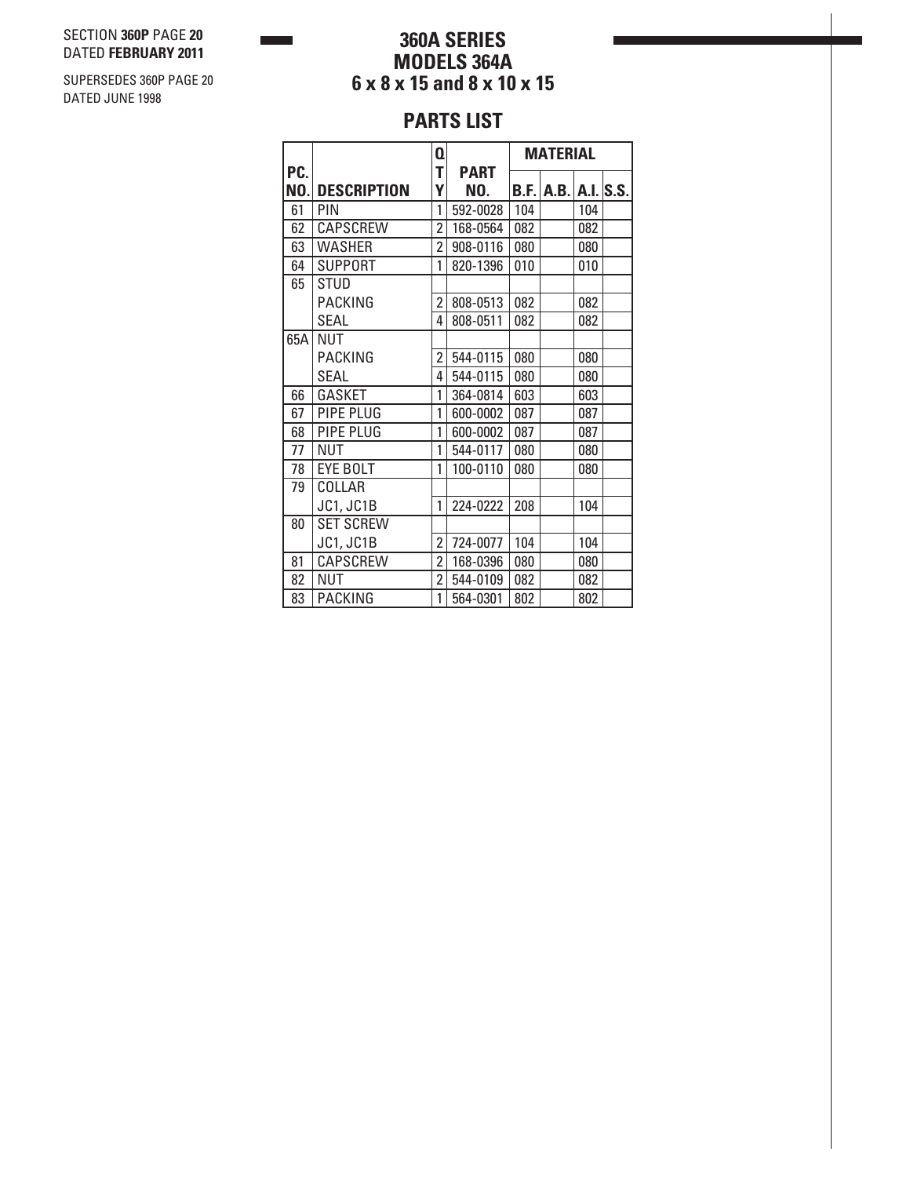SECTION **360P** PAGE **20**
DATED **FEBRUARY 2011**

SUPERSEDES 360P PAGE 20
DATED JUNE 1998

# 360A SERIES
# MODELS 364A
# 6 x 8 x 15 and 8 x 10 x 15

## PARTS LIST

| PC. NO. | DESCRIPTION | QTY | PART NO. | MATERIAL | | | |
|---|---|---|---|---|---|---|---|
| | | | | B.F. | A.B. | A.I. | S.S. |
| 61 | PIN | 1 | 592-0028 | 104 | | 104 | |
| 62 | CAPSCREW | 2 | 168-0564 | 082 | | 082 | |
| 63 | WASHER | 2 | 908-0116 | 080 | | 080 | |
| 64 | SUPPORT | 1 | 820-1396 | 010 | | 010 | |
| 65 | STUD | | | | | | |
| | PACKING | 2 | 808-0513 | 082 | | 082 | |
| | SEAL | 4 | 808-0511 | 082 | | 082 | |
| 65A | NUT | | | | | | |
| | PACKING | 2 | 544-0115 | 080 | | 080 | |
| | SEAL | 4 | 544-0115 | 080 | | 080 | |
| 66 | GASKET | 1 | 364-0814 | 603 | | 603 | |
| 67 | PIPE PLUG | 1 | 600-0002 | 087 | | 087 | |
| 68 | PIPE PLUG | 1 | 600-0002 | 087 | | 087 | |
| 77 | NUT | 1 | 544-0117 | 080 | | 080 | |
| 78 | EYE BOLT | 1 | 100-0110 | 080 | | 080 | |
| 79 | COLLAR | | | | | | |
| | JC1, JC1B | 1 | 224-0222 | 208 | | 104 | |
| 80 | SET SCREW | | | | | | |
| | JC1, JC1B | 2 | 724-0077 | 104 | | 104 | |
| 81 | CAPSCREW | 2 | 168-0396 | 080 | | 080 | |
| 82 | NUT | 2 | 544-0109 | 082 | | 082 | |
| 83 | PACKING | 1 | 564-0301 | 802 | | 802 | |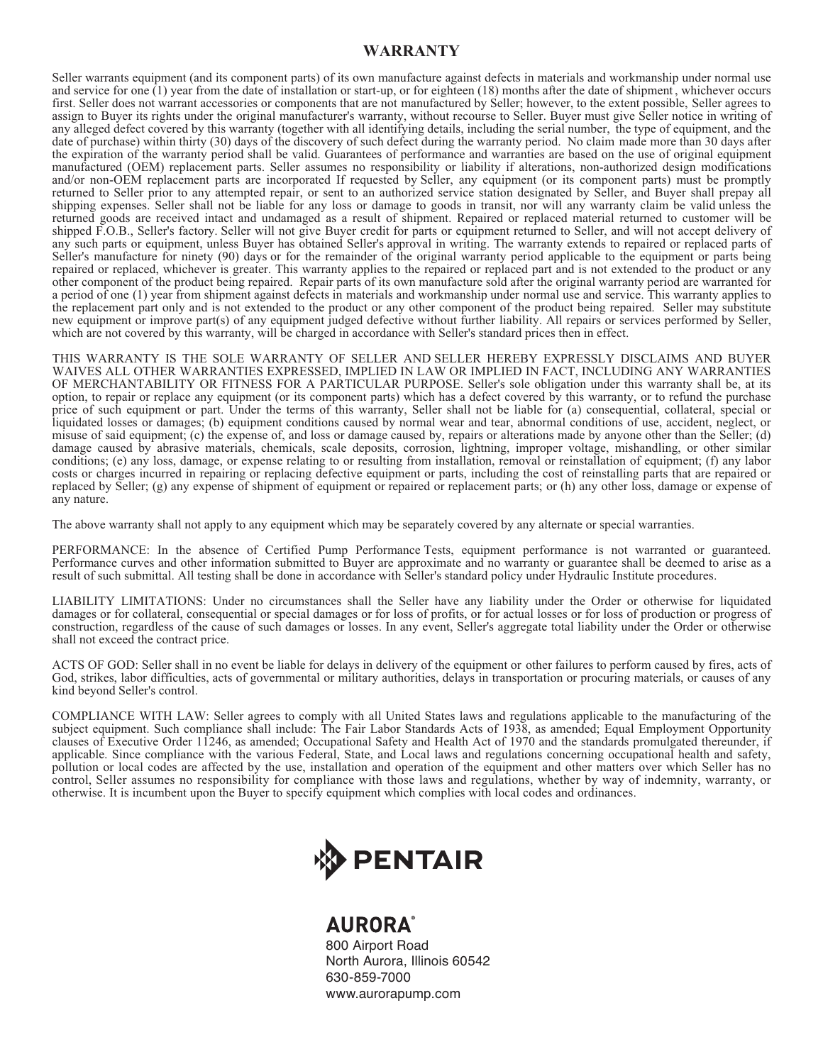# WARRANTY

Seller warrants equipment (and its component parts) of its own manufacture against defects in materials and workmanship under normal use and service for one (1) year from the date of installation or start-up, or for eighteen (18) months after the date of shipment, whichever occurs first. Seller does not warrant accessories or components that are not manufactured by Seller; however, to the extent possible, Seller agrees to assign to Buyer its rights under the original manufacturer's warranty, without recourse to Seller. Buyer must give Seller notice in writing of any alleged defect covered by this warranty (together with all identifying details, including the serial number, the type of equipment, and the date of purchase) within thirty (30) days of the discovery of such defect during the warranty period. No claim made more than 30 days after the expiration of the warranty period shall be valid. Guarantees of performance and warranties are based on the use of original equipment manufactured (OEM) replacement parts. Seller assumes no responsibility or liability if alterations, non-authorized design modifications and/or non-OEM replacement parts are incorporated If requested by Seller, any equipment (or its component parts) must be promptly returned to Seller prior to any attempted repair, or sent to an authorized service station designated by Seller, and Buyer shall prepay all shipping expenses. Seller shall not be liable for any loss or damage to goods in transit, nor will any warranty claim be valid unless the returned goods are received intact and undamaged as a result of shipment. Repaired or replaced material returned to customer will be shipped F.O.B., Seller's factory. Seller will not give Buyer credit for parts or equipment returned to Seller, and will not accept delivery of any such parts or equipment, unless Buyer has obtained Seller's approval in writing. The warranty extends to repaired or replaced parts of Seller's manufacture for ninety (90) days or for the remainder of the original warranty period applicable to the equipment or parts being repaired or replaced, whichever is greater. This warranty applies to the repaired or replaced part and is not extended to the product or any other component of the product being repaired. Repair parts of its own manufacture sold after the original warranty period are warranted for a period of one (1) year from shipment against defects in materials and workmanship under normal use and service. This warranty applies to the replacement part only and is not extended to the product or any other component of the product being repaired. Seller may substitute new equipment or improve part(s) of any equipment judged defective without further liability. All repairs or services performed by Seller, which are not covered by this warranty, will be charged in accordance with Seller's standard prices then in effect.

THIS WARRANTY IS THE SOLE WARRANTY OF SELLER AND SELLER HEREBY EXPRESSLY DISCLAIMS AND BUYER WAIVES ALL OTHER WARRANTIES EXPRESSED, IMPLIED IN LAW OR IMPLIED IN FACT, INCLUDING ANY WARRANTIES OF MERCHANTABILITY OR FITNESS FOR A PARTICULAR PURPOSE. Seller's sole obligation under this warranty shall be, at its option, to repair or replace any equipment (or its component parts) which has a defect covered by this warranty, or to refund the purchase price of such equipment or part. Under the terms of this warranty, Seller shall not be liable for (a) consequential, collateral, special or liquidated losses or damages; (b) equipment conditions caused by normal wear and tear, abnormal conditions of use, accident, neglect, or misuse of said equipment; (c) the expense of, and loss or damage caused by, repairs or alterations made by anyone other than the Seller; (d) damage caused by abrasive materials, chemicals, scale deposits, corrosion, lightning, improper voltage, mishandling, or other similar conditions; (e) any loss, damage, or expense relating to or resulting from installation, removal or reinstallation of equipment; (f) any labor costs or charges incurred in repairing or replacing defective equipment or parts, including the cost of reinstalling parts that are repaired or replaced by Seller; (g) any expense of shipment of equipment or repaired or replacement parts; or (h) any other loss, damage or expense of any nature.

The above warranty shall not apply to any equipment which may be separately covered by any alternate or special warranties.

PERFORMANCE: In the absence of Certified Pump Performance Tests, equipment performance is not warranted or guaranteed. Performance curves and other information submitted to Buyer are approximate and no warranty or guarantee shall be deemed to arise as a result of such submittal. All testing shall be done in accordance with Seller's standard policy under Hydraulic Institute procedures.

LIABILITY LIMITATIONS: Under no circumstances shall the Seller have any liability under the Order or otherwise for liquidated damages or for collateral, consequential or special damages or for loss of profits, or for actual losses or for loss of production or progress of construction, regardless of the cause of such damages or losses. In any event, Seller's aggregate total liability under the Order or otherwise shall not exceed the contract price.

ACTS OF GOD: Seller shall in no event be liable for delays in delivery of the equipment or other failures to perform caused by fires, acts of God, strikes, labor difficulties, acts of governmental or military authorities, delays in transportation or procuring materials, or causes of any kind beyond Seller's control.

COMPLIANCE WITH LAW: Seller agrees to comply with all United States laws and regulations applicable to the manufacturing of the subject equipment. Such compliance shall include: The Fair Labor Standards Acts of 1938, as amended; Equal Employment Opportunity clauses of Executive Order 11246, as amended; Occupational Safety and Health Act of 1970 and the standards promulgated thereunder, if applicable. Since compliance with the various Federal, State, and Local laws and regulations concerning occupational health and safety, pollution or local codes are affected by the use, installation and operation of the equipment and other matters over which Seller has no control, Seller assumes no responsibility for compliance with those laws and regulations, whether by way of indemnity, warranty, or otherwise. It is incumbent upon the Buyer to specify equipment which complies with local codes and ordinances.

PENTAIR

AURORA®

800 Airport Road
North Aurora, Illinois 60542
630-859-7000
www.aurorapump.com